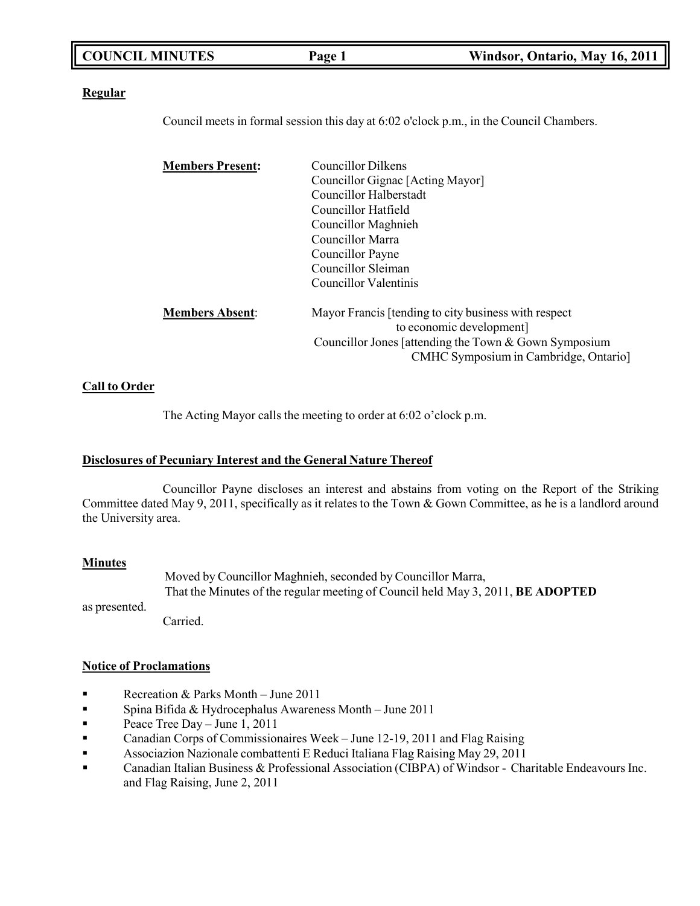**Regular**

Council meets in formal session this day at 6:02 o'clock p.m., in the Council Chambers.

**Members Present:**

Councillor Dilkens
Councillor Gignac [Acting Mayor]
Councillor Halberstadt
Councillor Hatfield
Councillor Maghnieh
Councillor Marra
Councillor Payne
Councillor Sleiman
Councillor Valentinis

**Members Absent:**

Mayor Francis [tending to city business with respect to economic development]
Councillor Jones [attending the Town & Gown Symposium CMHC Symposium in Cambridge, Ontario]

**Call to Order**

The Acting Mayor calls the meeting to order at 6:02 o'clock p.m.

**Disclosures of Pecuniary Interest and the General Nature Thereof**

Councillor Payne discloses an interest and abstains from voting on the Report of the Striking Committee dated May 9, 2011, specifically as it relates to the Town & Gown Committee, as he is a landlord around the University area.

**Minutes**

Moved by Councillor Maghnieh, seconded by Councillor Marra,
That the Minutes of the regular meeting of Council held May 3, 2011, **BE ADOPTED** as presented.
Carried.

**Notice of Proclamations**

- Recreation & Parks Month – June 2011
- Spina Bifida & Hydrocephalus Awareness Month – June 2011
- Peace Tree Day – June 1, 2011
- Canadian Corps of Commissionaires Week – June 12-19, 2011 and Flag Raising
- Associazion Nazionale combattenti E Reduci Italiana Flag Raising May 29, 2011
- Canadian Italian Business & Professional Association (CIBPA) of Windsor - Charitable Endeavours Inc. and Flag Raising, June 2, 2011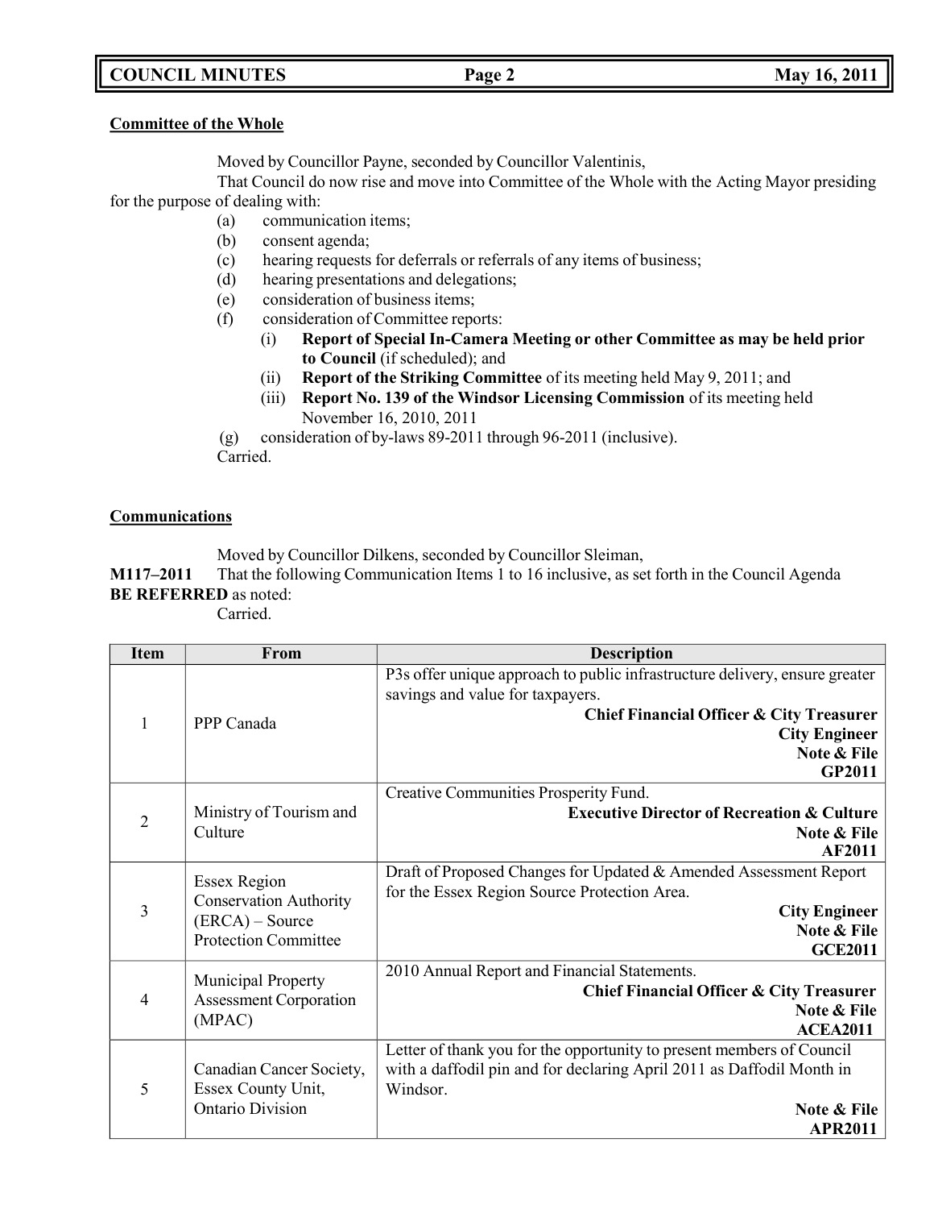**Committee of the Whole**

Moved by Councillor Payne, seconded by Councillor Valentinis,

That Council do now rise and move into Committee of the Whole with the Acting Mayor presiding for the purpose of dealing with:

(a) communication items;
(b) consent agenda;
(c) hearing requests for deferrals or referrals of any items of business;
(d) hearing presentations and delegations;
(e) consideration of business items;
(f) consideration of Committee reports:
   (i) **Report of Special In-Camera Meeting or other Committee as may be held prior to Council** (if scheduled); and
   (ii) **Report of the Striking Committee** of its meeting held May 9, 2011; and
   (iii) **Report No. 139 of the Windsor Licensing Commission** of its meeting held November 16, 2010, 2011
(g) consideration of by-laws 89-2011 through 96-2011 (inclusive).

Carried.

**Communications**

Moved by Councillor Dilkens, seconded by Councillor Sleiman,

**M117–2011** That the following Communication Items 1 to 16 inclusive, as set forth in the Council Agenda **BE REFERRED** as noted:

Carried.

| Item | From | Description |
|---|---|---|
| 1 | PPP Canada | P3s offer unique approach to public infrastructure delivery, ensure greater savings and value for taxpayers.<br>**Chief Financial Officer & City Treasurer**<br>**City Engineer**<br>**Note & File**<br>**GP2011** |
| 2 | Ministry of Tourism and Culture | Creative Communities Prosperity Fund.<br>**Executive Director of Recreation & Culture**<br>**Note & File**<br>**AF2011** |
| 3 | Essex Region Conservation Authority (ERCA) – Source Protection Committee | Draft of Proposed Changes for Updated & Amended Assessment Report for the Essex Region Source Protection Area.<br>**City Engineer**<br>**Note & File**<br>**GCE2011** |
| 4 | Municipal Property Assessment Corporation (MPAC) | 2010 Annual Report and Financial Statements.<br>**Chief Financial Officer & City Treasurer**<br>**Note & File**<br>**ACEA2011** |
| 5 | Canadian Cancer Society, Essex County Unit, Ontario Division | Letter of thank you for the opportunity to present members of Council with a daffodil pin and for declaring April 2011 as Daffodil Month in Windsor.<br>**Note & File**<br>**APR2011** |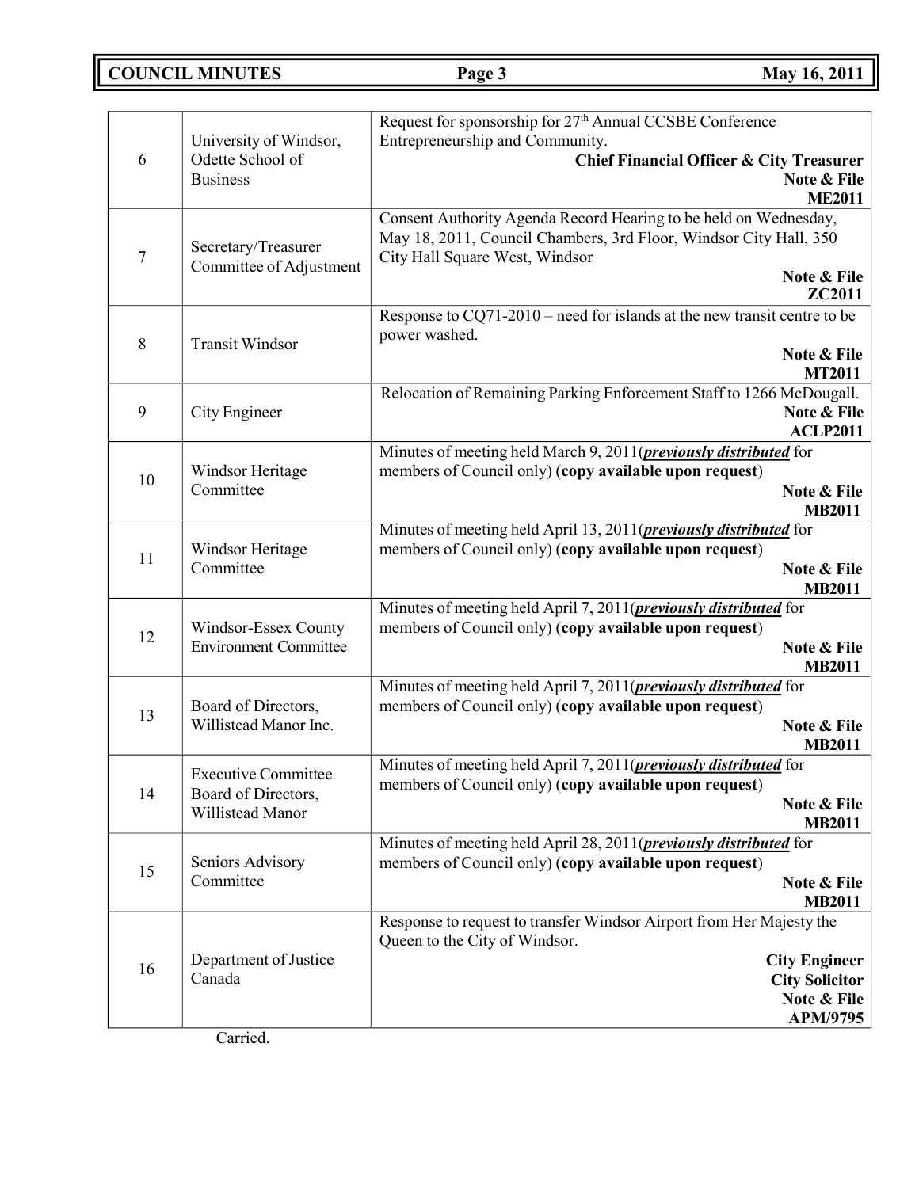| | | |
|---|---|---|
| 6 | University of Windsor, Odette School of Business | Request for sponsorship for 27th Annual CCSBE Conference Entrepreneurship and Community. **Chief Financial Officer & City Treasurer** **Note & File** **ME2011** |
| 7 | Secretary/Treasurer Committee of Adjustment | Consent Authority Agenda Record Hearing to be held on Wednesday, May 18, 2011, Council Chambers, 3rd Floor, Windsor City Hall, 350 City Hall Square West, Windsor **Note & File** **ZC2011** |
| 8 | Transit Windsor | Response to CQ71-2010 – need for islands at the new transit centre to be power washed. **Note & File** **MT2011** |
| 9 | City Engineer | Relocation of Remaining Parking Enforcement Staff to 1266 McDougall. **Note & File** **ACLP2011** |
| 10 | Windsor Heritage Committee | Minutes of meeting held March 9, 2011(***previously distributed*** for members of Council only) (**copy available upon request**) **Note & File** **MB2011** |
| 11 | Windsor Heritage Committee | Minutes of meeting held April 13, 2011(***previously distributed*** for members of Council only) (**copy available upon request**) **Note & File** **MB2011** |
| 12 | Windsor-Essex County Environment Committee | Minutes of meeting held April 7, 2011(***previously distributed*** for members of Council only) (**copy available upon request**) **Note & File** **MB2011** |
| 13 | Board of Directors, Willistead Manor Inc. | Minutes of meeting held April 7, 2011(***previously distributed*** for members of Council only) (**copy available upon request**) **Note & File** **MB2011** |
| 14 | Executive Committee Board of Directors, Willistead Manor | Minutes of meeting held April 7, 2011(***previously distributed*** for members of Council only) (**copy available upon request**) **Note & File** **MB2011** |
| 15 | Seniors Advisory Committee | Minutes of meeting held April 28, 2011(***previously distributed*** for members of Council only) (**copy available upon request**) **Note & File** **MB2011** |
| 16 | Department of Justice Canada | Response to request to transfer Windsor Airport from Her Majesty the Queen to the City of Windsor. **City Engineer** **City Solicitor** **Note & File** **APM/9795** |

Carried.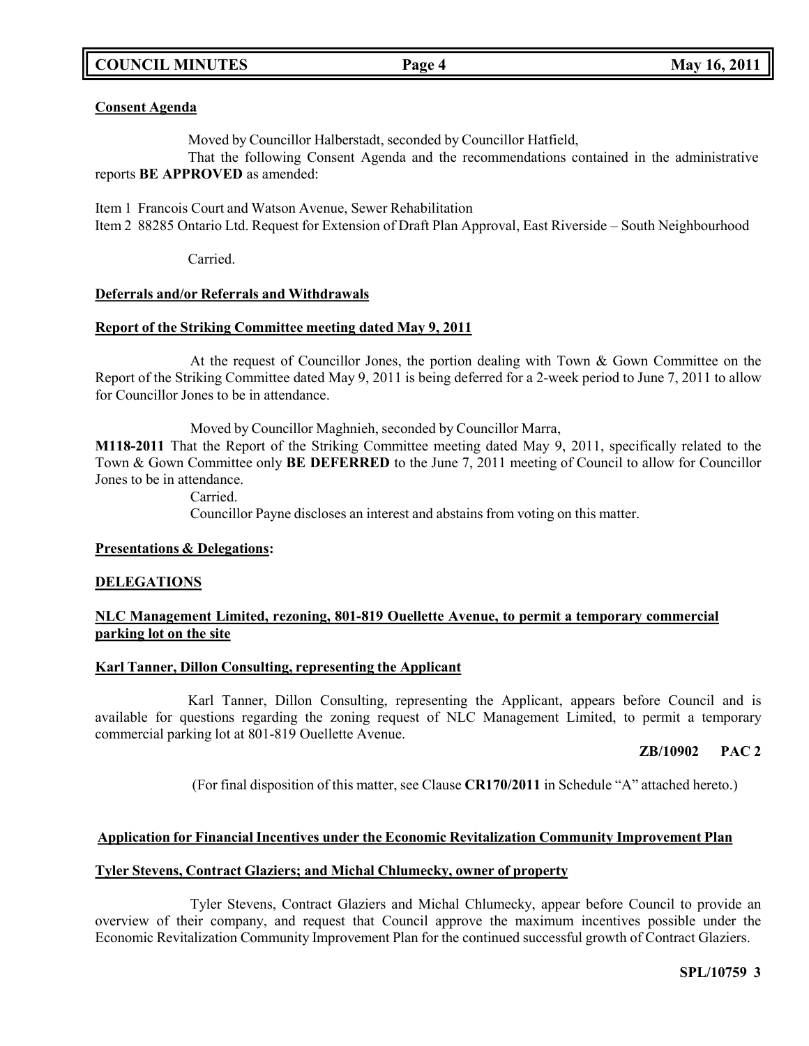**Consent Agenda**

Moved by Councillor Halberstadt, seconded by Councillor Hatfield,

That the following Consent Agenda and the recommendations contained in the administrative reports **BE APPROVED** as amended:

Item 1 Francois Court and Watson Avenue, Sewer Rehabilitation
Item 2 88285 Ontario Ltd. Request for Extension of Draft Plan Approval, East Riverside – South Neighbourhood

Carried.

**Deferrals and/or Referrals and Withdrawals**

**Report of the Striking Committee meeting dated May 9, 2011**

At the request of Councillor Jones, the portion dealing with Town & Gown Committee on the Report of the Striking Committee dated May 9, 2011 is being deferred for a 2-week period to June 7, 2011 to allow for Councillor Jones to be in attendance.

Moved by Councillor Maghnieh, seconded by Councillor Marra,

**M118-2011** That the Report of the Striking Committee meeting dated May 9, 2011, specifically related to the Town & Gown Committee only **BE DEFERRED** to the June 7, 2011 meeting of Council to allow for Councillor Jones to be in attendance.

Carried.

Councillor Payne discloses an interest and abstains from voting on this matter.

**Presentations & Delegations:**

**DELEGATIONS**

**NLC Management Limited, rezoning, 801-819 Ouellette Avenue, to permit a temporary commercial parking lot on the site**

**Karl Tanner, Dillon Consulting, representing the Applicant**

Karl Tanner, Dillon Consulting, representing the Applicant, appears before Council and is available for questions regarding the zoning request of NLC Management Limited, to permit a temporary commercial parking lot at 801-819 Ouellette Avenue.

**ZB/10902 PAC 2**

(For final disposition of this matter, see Clause **CR170/2011** in Schedule "A" attached hereto.)

**Application for Financial Incentives under the Economic Revitalization Community Improvement Plan**

**Tyler Stevens, Contract Glaziers; and Michal Chlumecky, owner of property**

Tyler Stevens, Contract Glaziers and Michal Chlumecky, appear before Council to provide an overview of their company, and request that Council approve the maximum incentives possible under the Economic Revitalization Community Improvement Plan for the continued successful growth of Contract Glaziers.

**SPL/10759 3**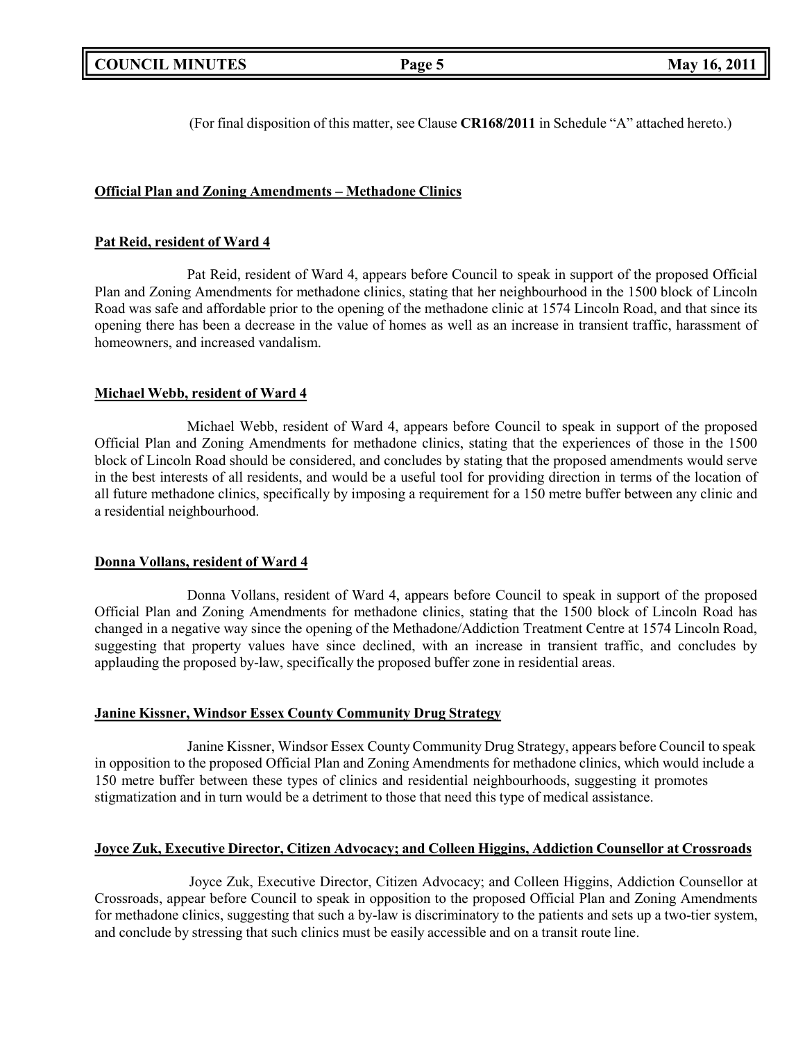(For final disposition of this matter, see Clause **CR168/2011** in Schedule "A" attached hereto.)

**Official Plan and Zoning Amendments – Methadone Clinics**

**Pat Reid, resident of Ward 4**

Pat Reid, resident of Ward 4, appears before Council to speak in support of the proposed Official Plan and Zoning Amendments for methadone clinics, stating that her neighbourhood in the 1500 block of Lincoln Road was safe and affordable prior to the opening of the methadone clinic at 1574 Lincoln Road, and that since its opening there has been a decrease in the value of homes as well as an increase in transient traffic, harassment of homeowners, and increased vandalism.

**Michael Webb, resident of Ward 4**

Michael Webb, resident of Ward 4, appears before Council to speak in support of the proposed Official Plan and Zoning Amendments for methadone clinics, stating that the experiences of those in the 1500 block of Lincoln Road should be considered, and concludes by stating that the proposed amendments would serve in the best interests of all residents, and would be a useful tool for providing direction in terms of the location of all future methadone clinics, specifically by imposing a requirement for a 150 metre buffer between any clinic and a residential neighbourhood.

**Donna Vollans, resident of Ward 4**

Donna Vollans, resident of Ward 4, appears before Council to speak in support of the proposed Official Plan and Zoning Amendments for methadone clinics, stating that the 1500 block of Lincoln Road has changed in a negative way since the opening of the Methadone/Addiction Treatment Centre at 1574 Lincoln Road, suggesting that property values have since declined, with an increase in transient traffic, and concludes by applauding the proposed by-law, specifically the proposed buffer zone in residential areas.

**Janine Kissner, Windsor Essex County Community Drug Strategy**

Janine Kissner, Windsor Essex County Community Drug Strategy, appears before Council to speak in opposition to the proposed Official Plan and Zoning Amendments for methadone clinics, which would include a 150 metre buffer between these types of clinics and residential neighbourhoods, suggesting it promotes stigmatization and in turn would be a detriment to those that need this type of medical assistance.

**Joyce Zuk, Executive Director, Citizen Advocacy; and Colleen Higgins, Addiction Counsellor at Crossroads**

Joyce Zuk, Executive Director, Citizen Advocacy; and Colleen Higgins, Addiction Counsellor at Crossroads, appear before Council to speak in opposition to the proposed Official Plan and Zoning Amendments for methadone clinics, suggesting that such a by-law is discriminatory to the patients and sets up a two-tier system, and conclude by stressing that such clinics must be easily accessible and on a transit route line.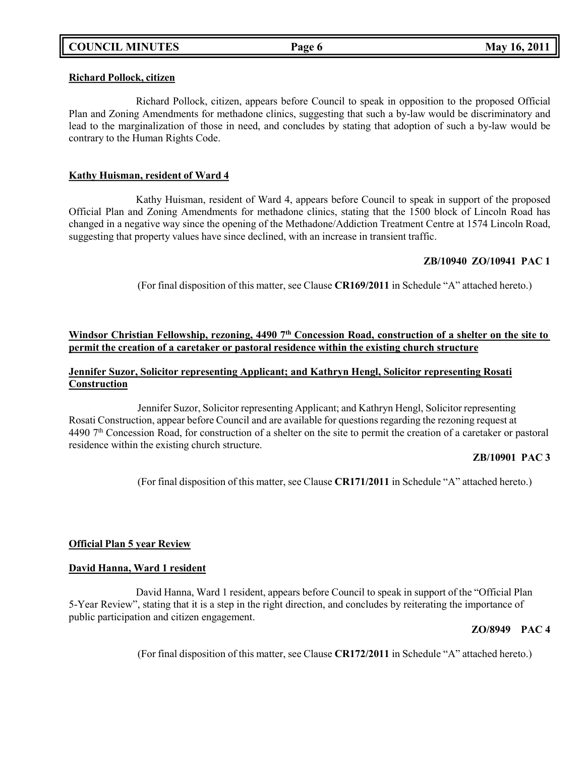**Richard Pollock, citizen**

Richard Pollock, citizen, appears before Council to speak in opposition to the proposed Official Plan and Zoning Amendments for methadone clinics, suggesting that such a by-law would be discriminatory and lead to the marginalization of those in need, and concludes by stating that adoption of such a by-law would be contrary to the Human Rights Code.

**Kathy Huisman, resident of Ward 4**

Kathy Huisman, resident of Ward 4, appears before Council to speak in support of the proposed Official Plan and Zoning Amendments for methadone clinics, stating that the 1500 block of Lincoln Road has changed in a negative way since the opening of the Methadone/Addiction Treatment Centre at 1574 Lincoln Road, suggesting that property values have since declined, with an increase in transient traffic.

**ZB/10940 ZO/10941 PAC 1**

(For final disposition of this matter, see Clause **CR169/2011** in Schedule "A" attached hereto.)

**Windsor Christian Fellowship, rezoning, 4490 7th Concession Road, construction of a shelter on the site to permit the creation of a caretaker or pastoral residence within the existing church structure**

**Jennifer Suzor, Solicitor representing Applicant; and Kathryn Hengl, Solicitor representing Rosati Construction**

Jennifer Suzor, Solicitor representing Applicant; and Kathryn Hengl, Solicitor representing Rosati Construction, appear before Council and are available for questions regarding the rezoning request at 4490 7th Concession Road, for construction of a shelter on the site to permit the creation of a caretaker or pastoral residence within the existing church structure.

**ZB/10901 PAC 3**

(For final disposition of this matter, see Clause **CR171/2011** in Schedule "A" attached hereto.)

**Official Plan 5 year Review**

**David Hanna, Ward 1 resident**

David Hanna, Ward 1 resident, appears before Council to speak in support of the "Official Plan 5-Year Review", stating that it is a step in the right direction, and concludes by reiterating the importance of public participation and citizen engagement.

**ZO/8949 PAC 4**

(For final disposition of this matter, see Clause **CR172/2011** in Schedule "A" attached hereto.)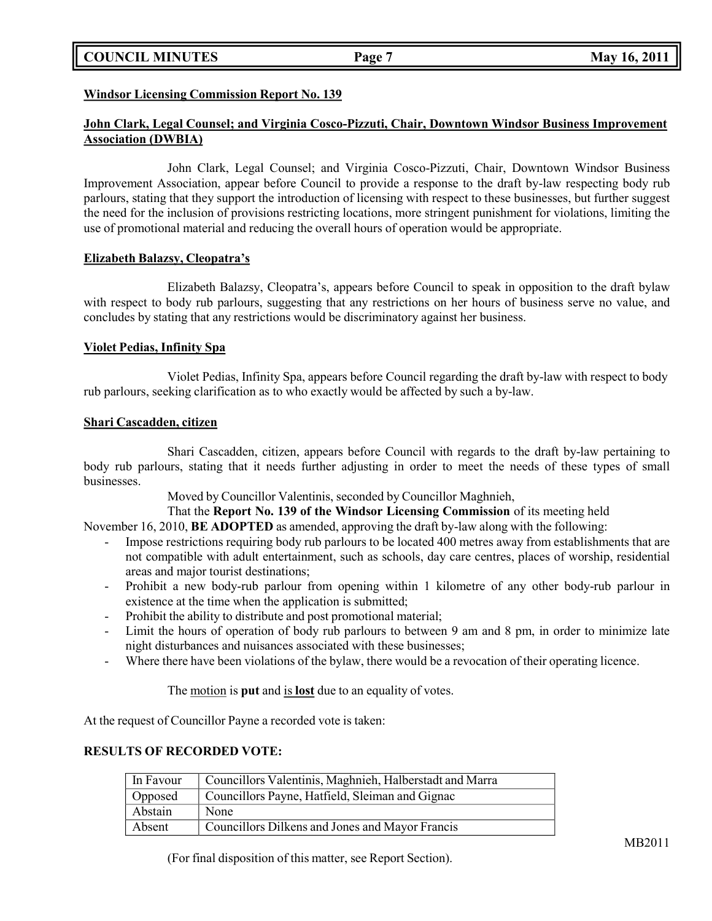**Windsor Licensing Commission Report No. 139**

**John Clark, Legal Counsel; and Virginia Cosco-Pizzuti, Chair, Downtown Windsor Business Improvement Association (DWBIA)**

John Clark, Legal Counsel; and Virginia Cosco-Pizzuti, Chair, Downtown Windsor Business Improvement Association, appear before Council to provide a response to the draft by-law respecting body rub parlours, stating that they support the introduction of licensing with respect to these businesses, but further suggest the need for the inclusion of provisions restricting locations, more stringent punishment for violations, limiting the use of promotional material and reducing the overall hours of operation would be appropriate.

**Elizabeth Balazsy, Cleopatra's**

Elizabeth Balazsy, Cleopatra's, appears before Council to speak in opposition to the draft bylaw with respect to body rub parlours, suggesting that any restrictions on her hours of business serve no value, and concludes by stating that any restrictions would be discriminatory against her business.

**Violet Pedias, Infinity Spa**

Violet Pedias, Infinity Spa, appears before Council regarding the draft by-law with respect to body rub parlours, seeking clarification as to who exactly would be affected by such a by-law.

**Shari Cascadden, citizen**

Shari Cascadden, citizen, appears before Council with regards to the draft by-law pertaining to body rub parlours, stating that it needs further adjusting in order to meet the needs of these types of small businesses.

Moved by Councillor Valentinis, seconded by Councillor Maghnieh,

That the **Report No. 139 of the Windsor Licensing Commission** of its meeting held November 16, 2010, **BE ADOPTED** as amended, approving the draft by-law along with the following:

- Impose restrictions requiring body rub parlours to be located 400 metres away from establishments that are not compatible with adult entertainment, such as schools, day care centres, places of worship, residential areas and major tourist destinations;
- Prohibit a new body-rub parlour from opening within 1 kilometre of any other body-rub parlour in existence at the time when the application is submitted;
- Prohibit the ability to distribute and post promotional material;
- Limit the hours of operation of body rub parlours to between 9 am and 8 pm, in order to minimize late night disturbances and nuisances associated with these businesses;
- Where there have been violations of the bylaw, there would be a revocation of their operating licence.

The motion is **put** and is **lost** due to an equality of votes.

At the request of Councillor Payne a recorded vote is taken:

**RESULTS OF RECORDED VOTE:**

| In Favour | Councillors Valentinis, Maghnieh, Halberstadt and Marra |
|---|---|
| Opposed | Councillors Payne, Hatfield, Sleiman and Gignac |
| Abstain | None |
| Absent | Councillors Dilkens and Jones and Mayor Francis |

MB2011

(For final disposition of this matter, see Report Section).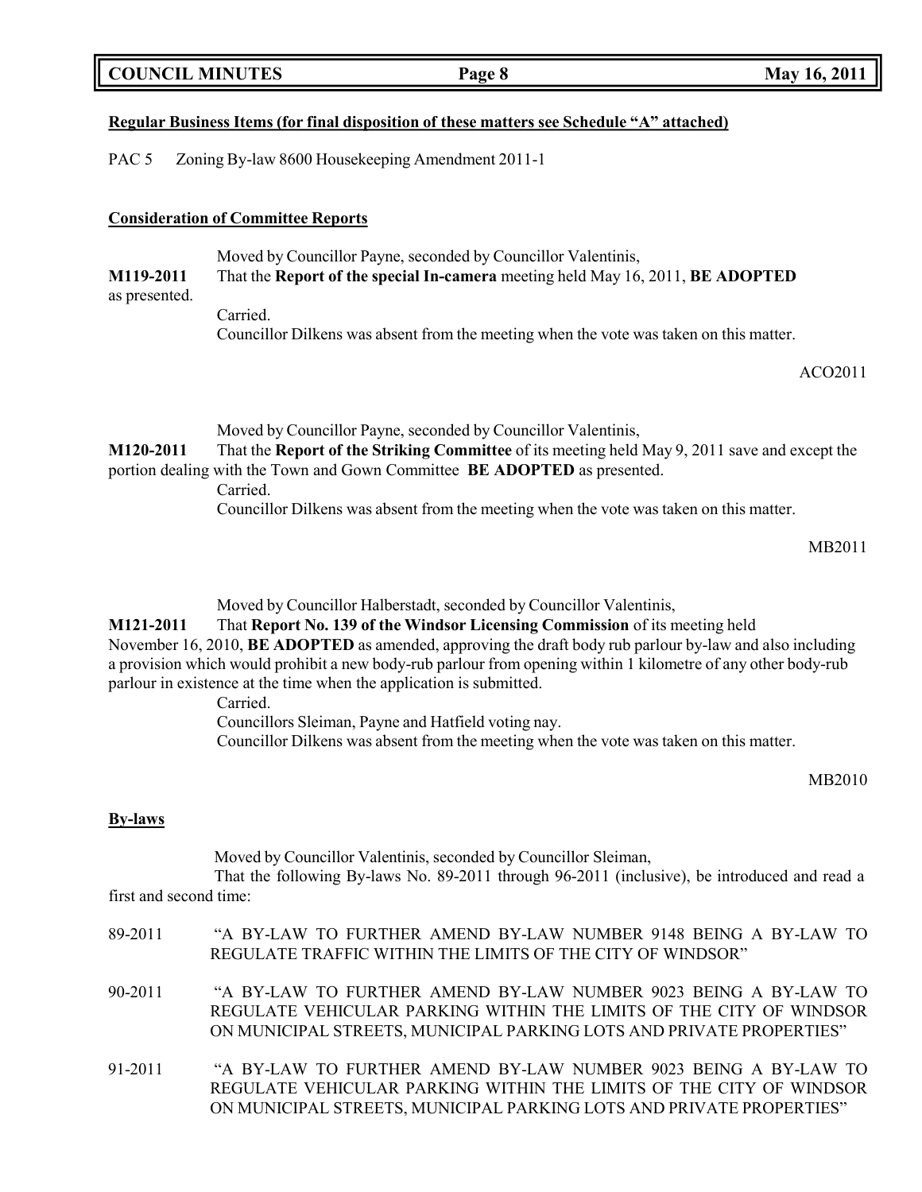**Regular Business Items (for final disposition of these matters see Schedule "A" attached)**

PAC 5 Zoning By-law 8600 Housekeeping Amendment 2011-1

**Consideration of Committee Reports**

Moved by Councillor Payne, seconded by Councillor Valentinis,

**M119-2011** That the **Report of the special In-camera** meeting held May 16, 2011, **BE ADOPTED** as presented.

Carried.

Councillor Dilkens was absent from the meeting when the vote was taken on this matter.

ACO2011

Moved by Councillor Payne, seconded by Councillor Valentinis,

**M120-2011** That the **Report of the Striking Committee** of its meeting held May 9, 2011 save and except the portion dealing with the Town and Gown Committee **BE ADOPTED** as presented.

Carried.

Councillor Dilkens was absent from the meeting when the vote was taken on this matter.

MB2011

Moved by Councillor Halberstadt, seconded by Councillor Valentinis,

**M121-2011** That **Report No. 139 of the Windsor Licensing Commission** of its meeting held November 16, 2010, **BE ADOPTED** as amended, approving the draft body rub parlour by-law and also including a provision which would prohibit a new body-rub parlour from opening within 1 kilometre of any other body-rub parlour in existence at the time when the application is submitted.

Carried.

Councillors Sleiman, Payne and Hatfield voting nay.

Councillor Dilkens was absent from the meeting when the vote was taken on this matter.

MB2010

**By-laws**

Moved by Councillor Valentinis, seconded by Councillor Sleiman,

That the following By-laws No. 89-2011 through 96-2011 (inclusive), be introduced and read a first and second time:

89-2011 "A BY-LAW TO FURTHER AMEND BY-LAW NUMBER 9148 BEING A BY-LAW TO REGULATE TRAFFIC WITHIN THE LIMITS OF THE CITY OF WINDSOR"

90-2011 "A BY-LAW TO FURTHER AMEND BY-LAW NUMBER 9023 BEING A BY-LAW TO REGULATE VEHICULAR PARKING WITHIN THE LIMITS OF THE CITY OF WINDSOR ON MUNICIPAL STREETS, MUNICIPAL PARKING LOTS AND PRIVATE PROPERTIES"

91-2011 "A BY-LAW TO FURTHER AMEND BY-LAW NUMBER 9023 BEING A BY-LAW TO REGULATE VEHICULAR PARKING WITHIN THE LIMITS OF THE CITY OF WINDSOR ON MUNICIPAL STREETS, MUNICIPAL PARKING LOTS AND PRIVATE PROPERTIES"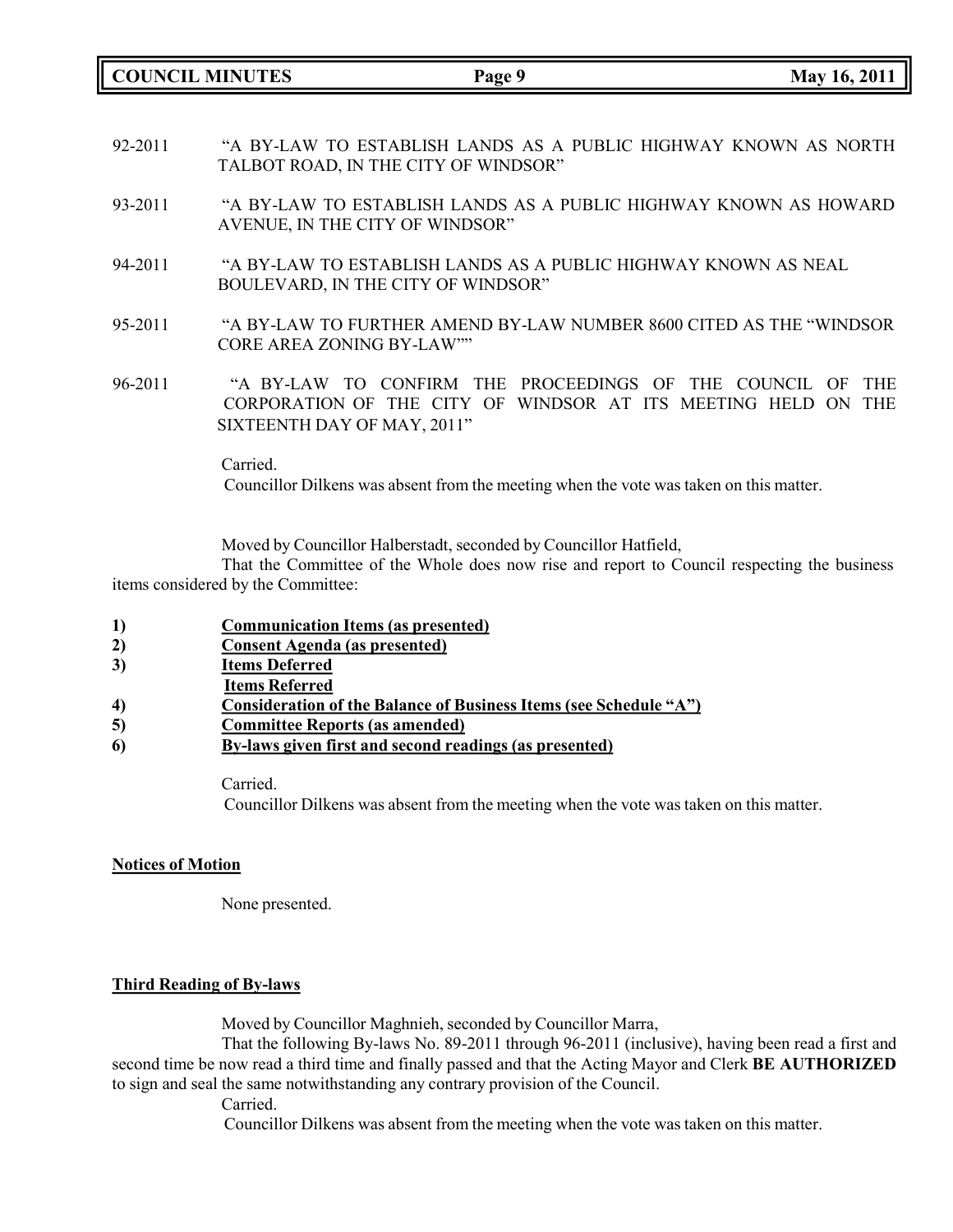92-2011 "A BY-LAW TO ESTABLISH LANDS AS A PUBLIC HIGHWAY KNOWN AS NORTH TALBOT ROAD, IN THE CITY OF WINDSOR"

93-2011 "A BY-LAW TO ESTABLISH LANDS AS A PUBLIC HIGHWAY KNOWN AS HOWARD AVENUE, IN THE CITY OF WINDSOR"

94-2011 "A BY-LAW TO ESTABLISH LANDS AS A PUBLIC HIGHWAY KNOWN AS NEAL BOULEVARD, IN THE CITY OF WINDSOR"

95-2011 "A BY-LAW TO FURTHER AMEND BY-LAW NUMBER 8600 CITED AS THE "WINDSOR CORE AREA ZONING BY-LAW""

96-2011 "A BY-LAW TO CONFIRM THE PROCEEDINGS OF THE COUNCIL OF THE CORPORATION OF THE CITY OF WINDSOR AT ITS MEETING HELD ON THE SIXTEENTH DAY OF MAY, 2011"

Carried.
Councillor Dilkens was absent from the meeting when the vote was taken on this matter.

Moved by Councillor Halberstadt, seconded by Councillor Hatfield,

That the Committee of the Whole does now rise and report to Council respecting the business items considered by the Committee:

1) **Communication Items (as presented)**
2) **Consent Agenda (as presented)**
3) **Items Deferred**
   **Items Referred**
4) **Consideration of the Balance of Business Items (see Schedule "A")**
5) **Committee Reports (as amended)**
6) **By-laws given first and second readings (as presented)**

Carried.
Councillor Dilkens was absent from the meeting when the vote was taken on this matter.

**Notices of Motion**

None presented.

**Third Reading of By-laws**

Moved by Councillor Maghnieh, seconded by Councillor Marra,

That the following By-laws No. 89-2011 through 96-2011 (inclusive), having been read a first and second time be now read a third time and finally passed and that the Acting Mayor and Clerk **BE AUTHORIZED** to sign and seal the same notwithstanding any contrary provision of the Council.

Carried.
Councillor Dilkens was absent from the meeting when the vote was taken on this matter.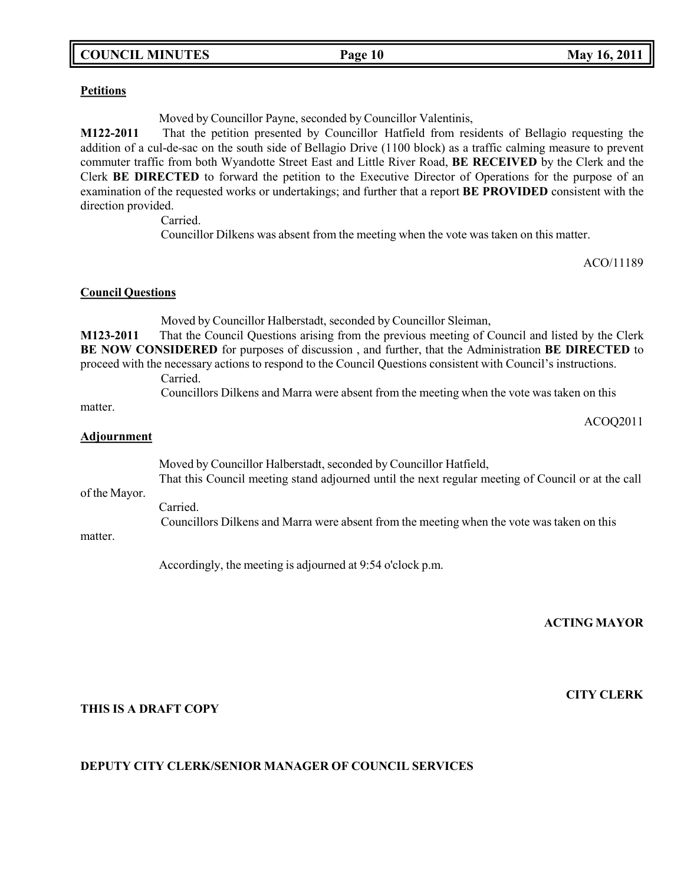**Petitions**

Moved by Councillor Payne, seconded by Councillor Valentinis,

**M122-2011** That the petition presented by Councillor Hatfield from residents of Bellagio requesting the addition of a cul-de-sac on the south side of Bellagio Drive (1100 block) as a traffic calming measure to prevent commuter traffic from both Wyandotte Street East and Little River Road, **BE RECEIVED** by the Clerk and the Clerk **BE DIRECTED** to forward the petition to the Executive Director of Operations for the purpose of an examination of the requested works or undertakings; and further that a report **BE PROVIDED** consistent with the direction provided.

Carried.

Councillor Dilkens was absent from the meeting when the vote was taken on this matter.

ACO/11189

**Council Questions**

Moved by Councillor Halberstadt, seconded by Councillor Sleiman,

**M123-2011** That the Council Questions arising from the previous meeting of Council and listed by the Clerk **BE NOW CONSIDERED** for purposes of discussion , and further, that the Administration **BE DIRECTED** to proceed with the necessary actions to respond to the Council Questions consistent with Council's instructions.

Carried.

Councillors Dilkens and Marra were absent from the meeting when the vote was taken on this matter.

ACOQ2011

**Adjournment**

Moved by Councillor Halberstadt, seconded by Councillor Hatfield,

That this Council meeting stand adjourned until the next regular meeting of Council or at the call of the Mayor.

Carried.

Councillors Dilkens and Marra were absent from the meeting when the vote was taken on this matter.

Accordingly, the meeting is adjourned at 9:54 o'clock p.m.

**ACTING MAYOR**

**CITY CLERK**

**THIS IS A DRAFT COPY**

**DEPUTY CITY CLERK/SENIOR MANAGER OF COUNCIL SERVICES**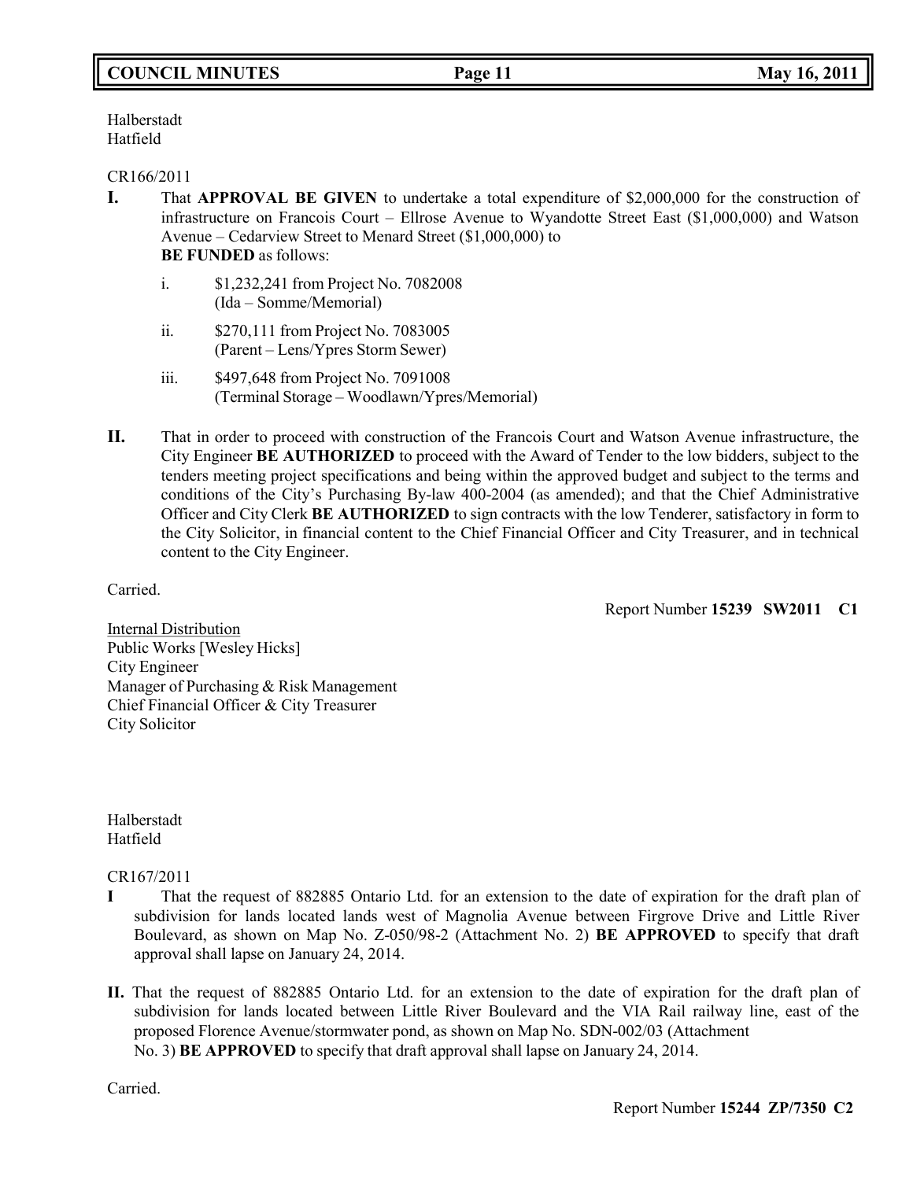Halberstadt
Hatfield

CR166/2011

**I.** That **APPROVAL BE GIVEN** to undertake a total expenditure of $2,000,000 for the construction of infrastructure on Francois Court – Ellrose Avenue to Wyandotte Street East ($1,000,000) and Watson Avenue – Cedarview Street to Menard Street ($1,000,000) to **BE FUNDED** as follows:

i. $1,232,241 from Project No. 7082008 (Ida – Somme/Memorial)

ii. $270,111 from Project No. 7083005 (Parent – Lens/Ypres Storm Sewer)

iii. $497,648 from Project No. 7091008 (Terminal Storage – Woodlawn/Ypres/Memorial)

**II.** That in order to proceed with construction of the Francois Court and Watson Avenue infrastructure, the City Engineer **BE AUTHORIZED** to proceed with the Award of Tender to the low bidders, subject to the tenders meeting project specifications and being within the approved budget and subject to the terms and conditions of the City's Purchasing By-law 400-2004 (as amended); and that the Chief Administrative Officer and City Clerk **BE AUTHORIZED** to sign contracts with the low Tenderer, satisfactory in form to the City Solicitor, in financial content to the Chief Financial Officer and City Treasurer, and in technical content to the City Engineer.

Carried.

Report Number **15239 SW2011 C1**

Internal Distribution
Public Works [Wesley Hicks]
City Engineer
Manager of Purchasing & Risk Management
Chief Financial Officer & City Treasurer
City Solicitor

Halberstadt
Hatfield

CR167/2011

**I** That the request of 882885 Ontario Ltd. for an extension to the date of expiration for the draft plan of subdivision for lands located lands west of Magnolia Avenue between Firgrove Drive and Little River Boulevard, as shown on Map No. Z-050/98-2 (Attachment No. 2) **BE APPROVED** to specify that draft approval shall lapse on January 24, 2014.

**II.** That the request of 882885 Ontario Ltd. for an extension to the date of expiration for the draft plan of subdivision for lands located between Little River Boulevard and the VIA Rail railway line, east of the proposed Florence Avenue/stormwater pond, as shown on Map No. SDN-002/03 (Attachment No. 3) **BE APPROVED** to specify that draft approval shall lapse on January 24, 2014.

Carried.

Report Number **15244 ZP/7350 C2**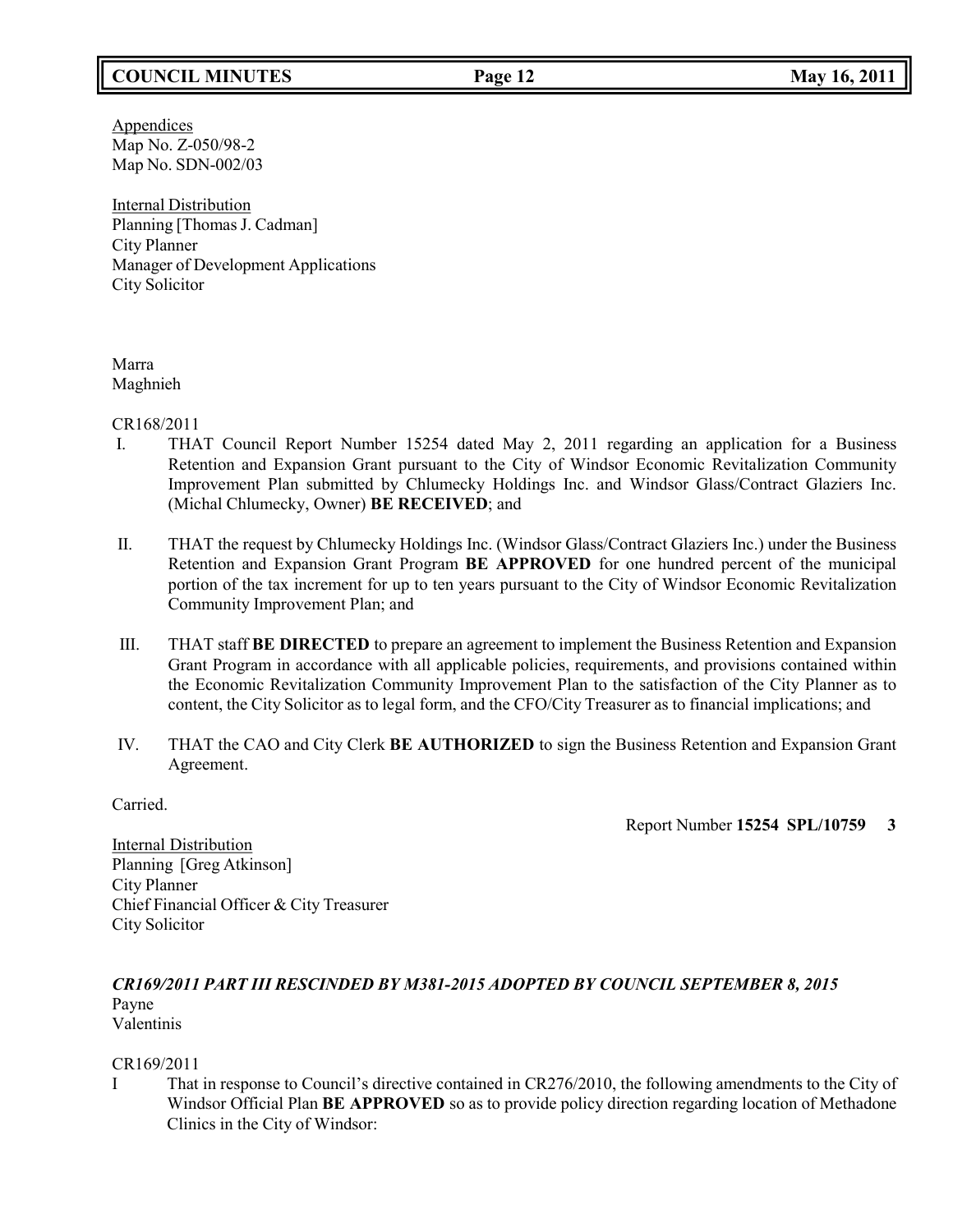Appendices
Map No. Z-050/98-2
Map No. SDN-002/03

Internal Distribution
Planning [Thomas J. Cadman]
City Planner
Manager of Development Applications
City Solicitor

Marra
Maghnieh

CR168/2011

I. THAT Council Report Number 15254 dated May 2, 2011 regarding an application for a Business Retention and Expansion Grant pursuant to the City of Windsor Economic Revitalization Community Improvement Plan submitted by Chlumecky Holdings Inc. and Windsor Glass/Contract Glaziers Inc. (Michal Chlumecky, Owner) **BE RECEIVED**; and

II. THAT the request by Chlumecky Holdings Inc. (Windsor Glass/Contract Glaziers Inc.) under the Business Retention and Expansion Grant Program **BE APPROVED** for one hundred percent of the municipal portion of the tax increment for up to ten years pursuant to the City of Windsor Economic Revitalization Community Improvement Plan; and

III. THAT staff **BE DIRECTED** to prepare an agreement to implement the Business Retention and Expansion Grant Program in accordance with all applicable policies, requirements, and provisions contained within the Economic Revitalization Community Improvement Plan to the satisfaction of the City Planner as to content, the City Solicitor as to legal form, and the CFO/City Treasurer as to financial implications; and

IV. THAT the CAO and City Clerk **BE AUTHORIZED** to sign the Business Retention and Expansion Grant Agreement.

Carried.

Report Number **15254 SPL/10759 3**

Internal Distribution
Planning [Greg Atkinson]
City Planner
Chief Financial Officer & City Treasurer
City Solicitor

***CR169/2011 PART III RESCINDED BY M381-2015 ADOPTED BY COUNCIL SEPTEMBER 8, 2015***

Payne
Valentinis

CR169/2011

I That in response to Council's directive contained in CR276/2010, the following amendments to the City of Windsor Official Plan **BE APPROVED** so as to provide policy direction regarding location of Methadone Clinics in the City of Windsor: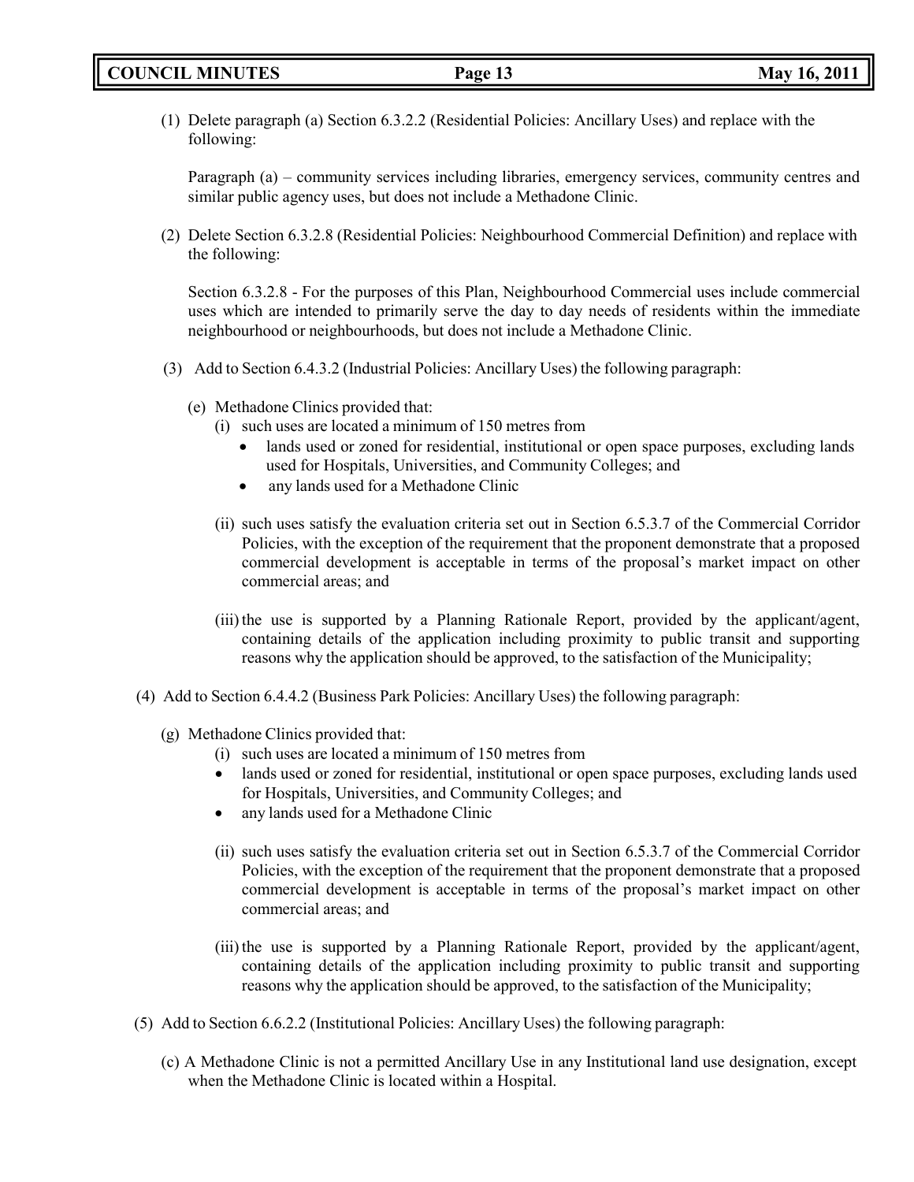(1) Delete paragraph (a) Section 6.3.2.2 (Residential Policies: Ancillary Uses) and replace with the following:

Paragraph (a) – community services including libraries, emergency services, community centres and similar public agency uses, but does not include a Methadone Clinic.

(2) Delete Section 6.3.2.8 (Residential Policies: Neighbourhood Commercial Definition) and replace with the following:

Section 6.3.2.8 - For the purposes of this Plan, Neighbourhood Commercial uses include commercial uses which are intended to primarily serve the day to day needs of residents within the immediate neighbourhood or neighbourhoods, but does not include a Methadone Clinic.

(3) Add to Section 6.4.3.2 (Industrial Policies: Ancillary Uses) the following paragraph:

(e) Methadone Clinics provided that:

(i) such uses are located a minimum of 150 metres from

- lands used or zoned for residential, institutional or open space purposes, excluding lands used for Hospitals, Universities, and Community Colleges; and
- any lands used for a Methadone Clinic

(ii) such uses satisfy the evaluation criteria set out in Section 6.5.3.7 of the Commercial Corridor Policies, with the exception of the requirement that the proponent demonstrate that a proposed commercial development is acceptable in terms of the proposal's market impact on other commercial areas; and

(iii) the use is supported by a Planning Rationale Report, provided by the applicant/agent, containing details of the application including proximity to public transit and supporting reasons why the application should be approved, to the satisfaction of the Municipality;

(4) Add to Section 6.4.4.2 (Business Park Policies: Ancillary Uses) the following paragraph:

(g) Methadone Clinics provided that:

(i) such uses are located a minimum of 150 metres from

- lands used or zoned for residential, institutional or open space purposes, excluding lands used for Hospitals, Universities, and Community Colleges; and
- any lands used for a Methadone Clinic

(ii) such uses satisfy the evaluation criteria set out in Section 6.5.3.7 of the Commercial Corridor Policies, with the exception of the requirement that the proponent demonstrate that a proposed commercial development is acceptable in terms of the proposal's market impact on other commercial areas; and

(iii) the use is supported by a Planning Rationale Report, provided by the applicant/agent, containing details of the application including proximity to public transit and supporting reasons why the application should be approved, to the satisfaction of the Municipality;

(5) Add to Section 6.6.2.2 (Institutional Policies: Ancillary Uses) the following paragraph:

(c) A Methadone Clinic is not a permitted Ancillary Use in any Institutional land use designation, except when the Methadone Clinic is located within a Hospital.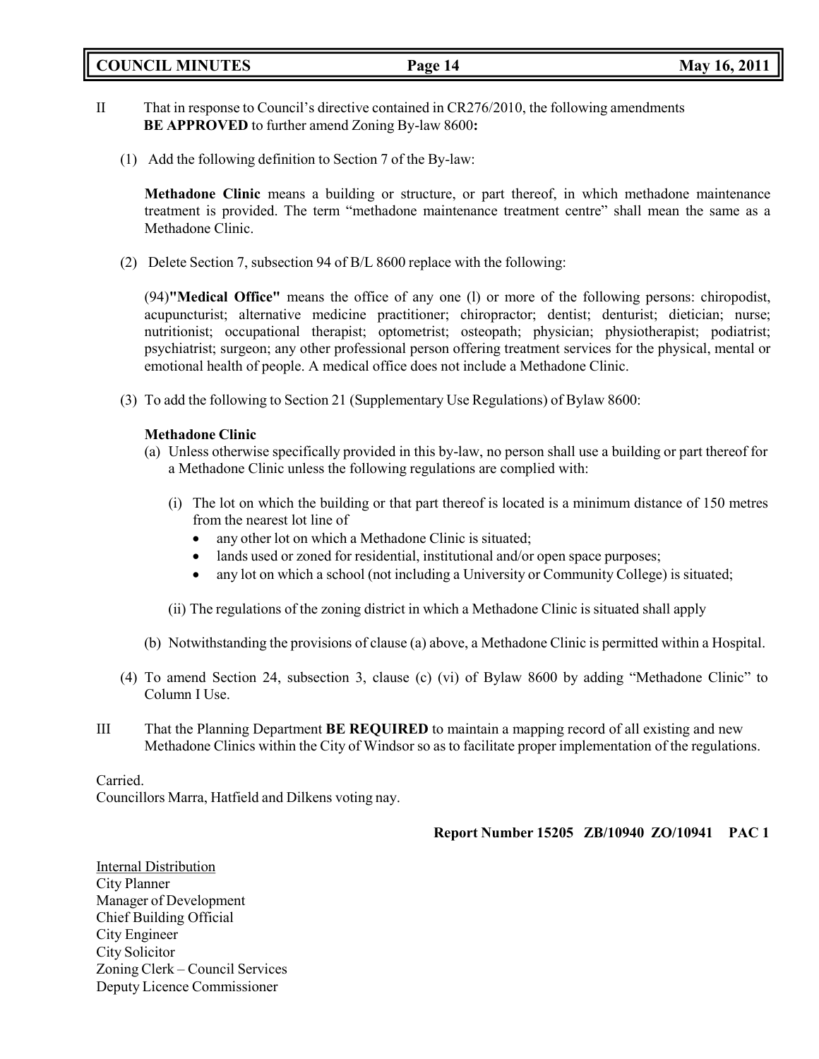II That in response to Council's directive contained in CR276/2010, the following amendments **BE APPROVED** to further amend Zoning By-law 8600**:**

(1) Add the following definition to Section 7 of the By-law:

**Methadone Clinic** means a building or structure, or part thereof, in which methadone maintenance treatment is provided. The term "methadone maintenance treatment centre" shall mean the same as a Methadone Clinic.

(2) Delete Section 7, subsection 94 of B/L 8600 replace with the following:

(94)**"Medical Office"** means the office of any one (l) or more of the following persons: chiropodist, acupuncturist; alternative medicine practitioner; chiropractor; dentist; denturist; dietician; nurse; nutritionist; occupational therapist; optometrist; osteopath; physician; physiotherapist; podiatrist; psychiatrist; surgeon; any other professional person offering treatment services for the physical, mental or emotional health of people. A medical office does not include a Methadone Clinic.

(3) To add the following to Section 21 (Supplementary Use Regulations) of Bylaw 8600:

**Methadone Clinic**

(a) Unless otherwise specifically provided in this by-law, no person shall use a building or part thereof for a Methadone Clinic unless the following regulations are complied with:

(i) The lot on which the building or that part thereof is located is a minimum distance of 150 metres from the nearest lot line of

- any other lot on which a Methadone Clinic is situated;
- lands used or zoned for residential, institutional and/or open space purposes;
- any lot on which a school (not including a University or Community College) is situated;

(ii) The regulations of the zoning district in which a Methadone Clinic is situated shall apply

(b) Notwithstanding the provisions of clause (a) above, a Methadone Clinic is permitted within a Hospital.

(4) To amend Section 24, subsection 3, clause (c) (vi) of Bylaw 8600 by adding "Methadone Clinic" to Column I Use.

III That the Planning Department **BE REQUIRED** to maintain a mapping record of all existing and new Methadone Clinics within the City of Windsor so as to facilitate proper implementation of the regulations.

Carried.
Councillors Marra, Hatfield and Dilkens voting nay.

**Report Number 15205 ZB/10940 ZO/10941 PAC 1**

Internal Distribution
City Planner
Manager of Development
Chief Building Official
City Engineer
City Solicitor
Zoning Clerk – Council Services
Deputy Licence Commissioner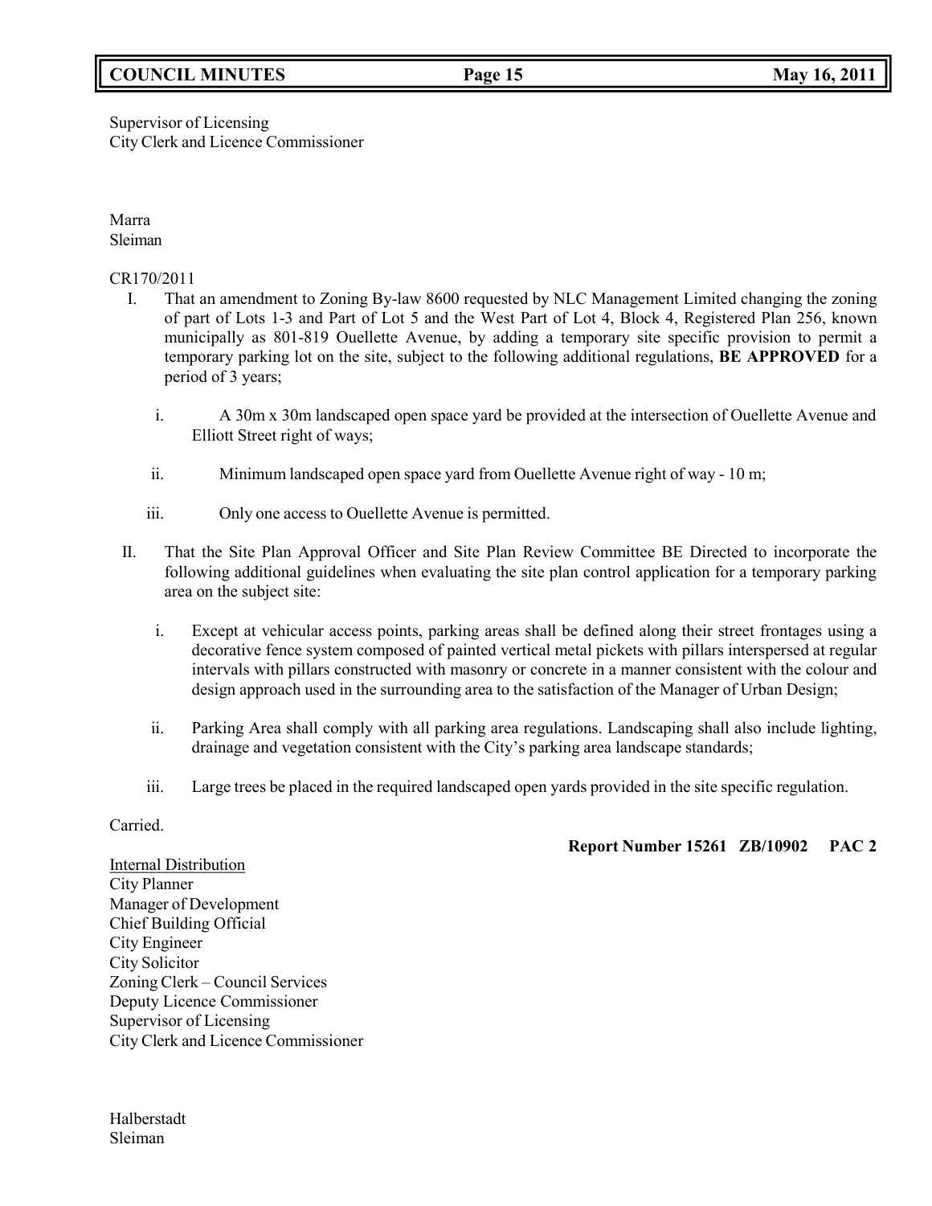Supervisor of Licensing
City Clerk and Licence Commissioner

Marra
Sleiman

CR170/2011

I. That an amendment to Zoning By-law 8600 requested by NLC Management Limited changing the zoning of part of Lots 1-3 and Part of Lot 5 and the West Part of Lot 4, Block 4, Registered Plan 256, known municipally as 801-819 Ouellette Avenue, by adding a temporary site specific provision to permit a temporary parking lot on the site, subject to the following additional regulations, **BE APPROVED** for a period of 3 years;

   i. A 30m x 30m landscaped open space yard be provided at the intersection of Ouellette Avenue and Elliott Street right of ways;

   ii. Minimum landscaped open space yard from Ouellette Avenue right of way - 10 m;

   iii. Only one access to Ouellette Avenue is permitted.

II. That the Site Plan Approval Officer and Site Plan Review Committee BE Directed to incorporate the following additional guidelines when evaluating the site plan control application for a temporary parking area on the subject site:

   i. Except at vehicular access points, parking areas shall be defined along their street frontages using a decorative fence system composed of painted vertical metal pickets with pillars interspersed at regular intervals with pillars constructed with masonry or concrete in a manner consistent with the colour and design approach used in the surrounding area to the satisfaction of the Manager of Urban Design;

   ii. Parking Area shall comply with all parking area regulations. Landscaping shall also include lighting, drainage and vegetation consistent with the City's parking area landscape standards;

   iii. Large trees be placed in the required landscaped open yards provided in the site specific regulation.

Carried.

**Report Number 15261 ZB/10902 PAC 2**

Internal Distribution
City Planner
Manager of Development
Chief Building Official
City Engineer
City Solicitor
Zoning Clerk – Council Services
Deputy Licence Commissioner
Supervisor of Licensing
City Clerk and Licence Commissioner

Halberstadt
Sleiman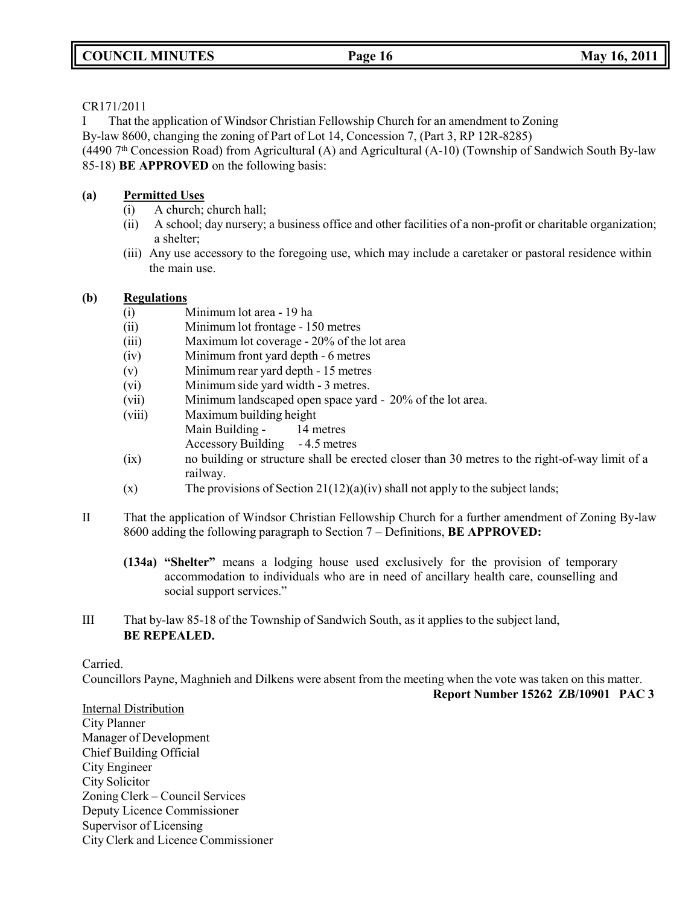CR171/2011

I That the application of Windsor Christian Fellowship Church for an amendment to Zoning By-law 8600, changing the zoning of Part of Lot 14, Concession 7, (Part 3, RP 12R-8285) (4490 7th Concession Road) from Agricultural (A) and Agricultural (A-10) (Township of Sandwich South By-law 85-18) **BE APPROVED** on the following basis:

**(a) Permitted Uses**

(i) A church; church hall;
(ii) A school; day nursery; a business office and other facilities of a non-profit or charitable organization; a shelter;
(iii) Any use accessory to the foregoing use, which may include a caretaker or pastoral residence within the main use.

**(b) Regulations**

(i) Minimum lot area - 19 ha
(ii) Minimum lot frontage - 150 metres
(iii) Maximum lot coverage - 20% of the lot area
(iv) Minimum front yard depth - 6 metres
(v) Minimum rear yard depth - 15 metres
(vi) Minimum side yard width - 3 metres.
(vii) Minimum landscaped open space yard - 20% of the lot area.
(viii) Maximum building height
Main Building - 14 metres
Accessory Building - 4.5 metres
(ix) no building or structure shall be erected closer than 30 metres to the right-of-way limit of a railway.
(x) The provisions of Section 21(12)(a)(iv) shall not apply to the subject lands;

II That the application of Windsor Christian Fellowship Church for a further amendment of Zoning By-law 8600 adding the following paragraph to Section 7 – Definitions, **BE APPROVED:**

**(134a) "Shelter"** means a lodging house used exclusively for the provision of temporary accommodation to individuals who are in need of ancillary health care, counselling and social support services."

III That by-law 85-18 of the Township of Sandwich South, as it applies to the subject land, **BE REPEALED.**

Carried.

Councillors Payne, Maghnieh and Dilkens were absent from the meeting when the vote was taken on this matter.

**Report Number 15262 ZB/10901 PAC 3**

Internal Distribution
City Planner
Manager of Development
Chief Building Official
City Engineer
City Solicitor
Zoning Clerk – Council Services
Deputy Licence Commissioner
Supervisor of Licensing
City Clerk and Licence Commissioner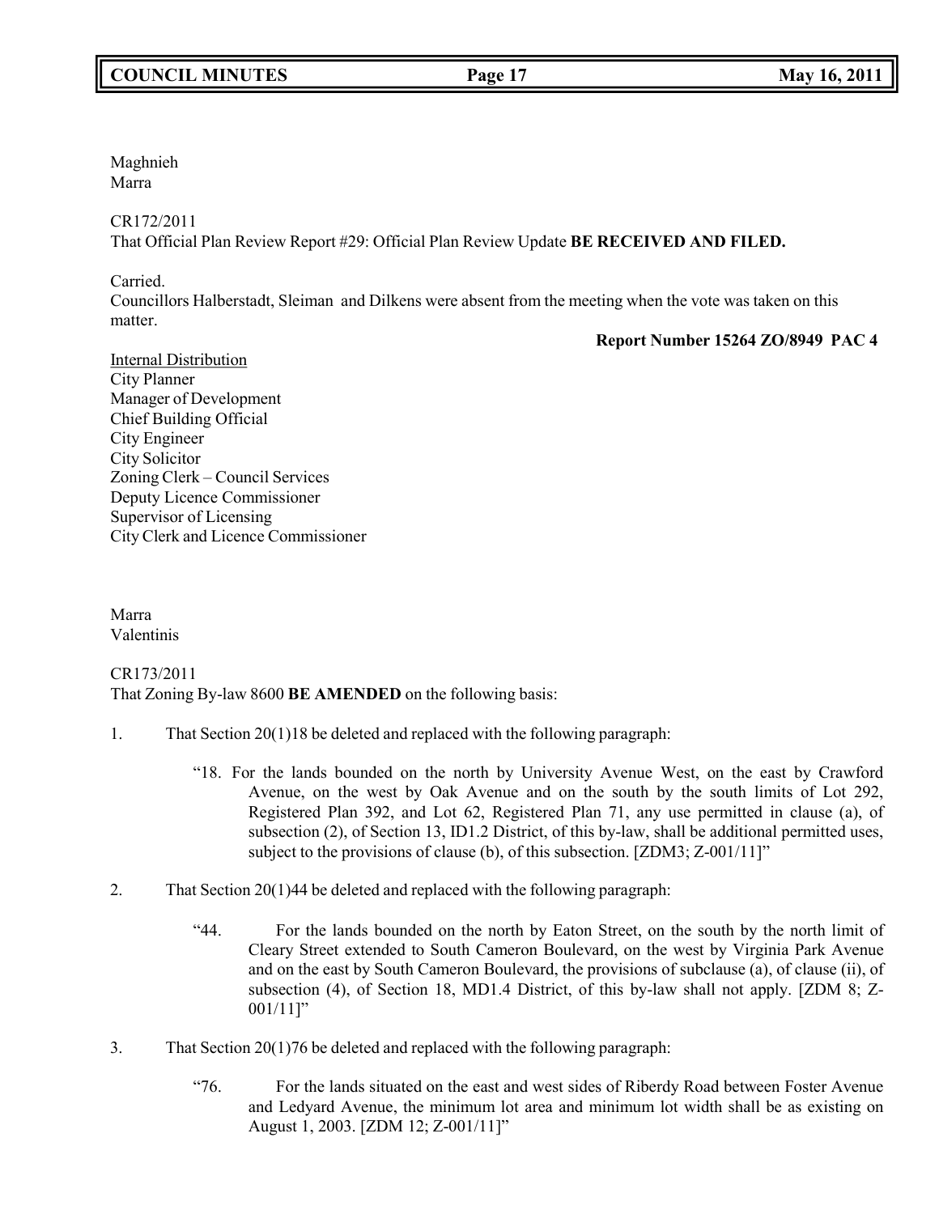Maghnieh
Marra

CR172/2011
That Official Plan Review Report #29: Official Plan Review Update **BE RECEIVED AND FILED.**

Carried.
Councillors Halberstadt, Sleiman and Dilkens were absent from the meeting when the vote was taken on this matter.

**Report Number 15264 ZO/8949 PAC 4**

Internal Distribution
City Planner
Manager of Development
Chief Building Official
City Engineer
City Solicitor
Zoning Clerk – Council Services
Deputy Licence Commissioner
Supervisor of Licensing
City Clerk and Licence Commissioner

Marra
Valentinis

CR173/2011
That Zoning By-law 8600 **BE AMENDED** on the following basis:

1. That Section 20(1)18 be deleted and replaced with the following paragraph:

   "18. For the lands bounded on the north by University Avenue West, on the east by Crawford Avenue, on the west by Oak Avenue and on the south by the south limits of Lot 292, Registered Plan 392, and Lot 62, Registered Plan 71, any use permitted in clause (a), of subsection (2), of Section 13, ID1.2 District, of this by-law, shall be additional permitted uses, subject to the provisions of clause (b), of this subsection. [ZDM3; Z-001/11]"

2. That Section 20(1)44 be deleted and replaced with the following paragraph:

   "44. For the lands bounded on the north by Eaton Street, on the south by the north limit of Cleary Street extended to South Cameron Boulevard, on the west by Virginia Park Avenue and on the east by South Cameron Boulevard, the provisions of subclause (a), of clause (ii), of subsection (4), of Section 18, MD1.4 District, of this by-law shall not apply. [ZDM 8; Z-001/11]"

3. That Section 20(1)76 be deleted and replaced with the following paragraph:

   "76. For the lands situated on the east and west sides of Riberdy Road between Foster Avenue and Ledyard Avenue, the minimum lot area and minimum lot width shall be as existing on August 1, 2003. [ZDM 12; Z-001/11]"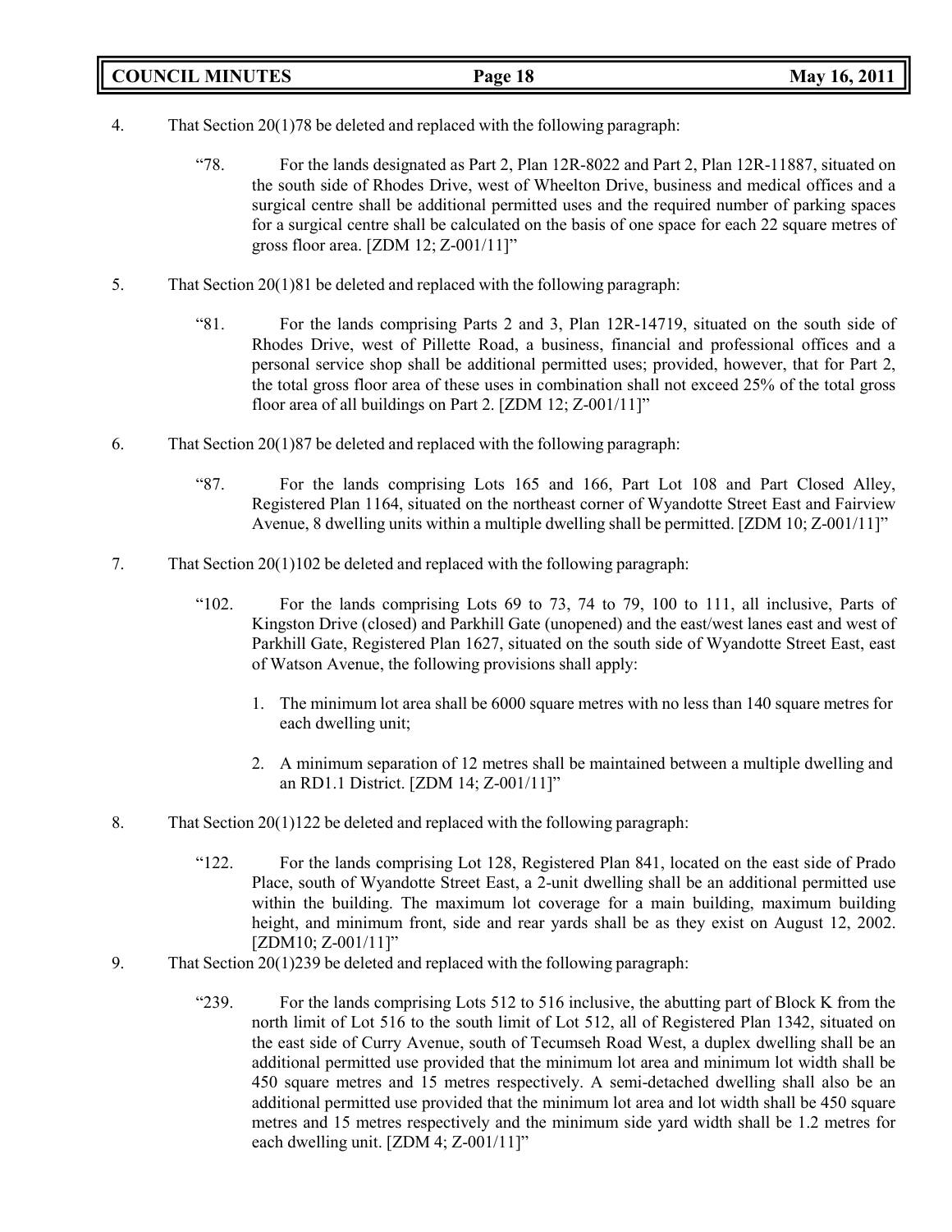4. That Section 20(1)78 be deleted and replaced with the following paragraph:

   "78. For the lands designated as Part 2, Plan 12R-8022 and Part 2, Plan 12R-11887, situated on the south side of Rhodes Drive, west of Wheelton Drive, business and medical offices and a surgical centre shall be additional permitted uses and the required number of parking spaces for a surgical centre shall be calculated on the basis of one space for each 22 square metres of gross floor area. [ZDM 12; Z-001/11]"

5. That Section 20(1)81 be deleted and replaced with the following paragraph:

   "81. For the lands comprising Parts 2 and 3, Plan 12R-14719, situated on the south side of Rhodes Drive, west of Pillette Road, a business, financial and professional offices and a personal service shop shall be additional permitted uses; provided, however, that for Part 2, the total gross floor area of these uses in combination shall not exceed 25% of the total gross floor area of all buildings on Part 2. [ZDM 12; Z-001/11]"

6. That Section 20(1)87 be deleted and replaced with the following paragraph:

   "87. For the lands comprising Lots 165 and 166, Part Lot 108 and Part Closed Alley, Registered Plan 1164, situated on the northeast corner of Wyandotte Street East and Fairview Avenue, 8 dwelling units within a multiple dwelling shall be permitted. [ZDM 10; Z-001/11]"

7. That Section 20(1)102 be deleted and replaced with the following paragraph:

   "102. For the lands comprising Lots 69 to 73, 74 to 79, 100 to 111, all inclusive, Parts of Kingston Drive (closed) and Parkhill Gate (unopened) and the east/west lanes east and west of Parkhill Gate, Registered Plan 1627, situated on the south side of Wyandotte Street East, east of Watson Avenue, the following provisions shall apply:

   1. The minimum lot area shall be 6000 square metres with no less than 140 square metres for each dwelling unit;

   2. A minimum separation of 12 metres shall be maintained between a multiple dwelling and an RD1.1 District. [ZDM 14; Z-001/11]"

8. That Section 20(1)122 be deleted and replaced with the following paragraph:

   "122. For the lands comprising Lot 128, Registered Plan 841, located on the east side of Prado Place, south of Wyandotte Street East, a 2-unit dwelling shall be an additional permitted use within the building. The maximum lot coverage for a main building, maximum building height, and minimum front, side and rear yards shall be as they exist on August 12, 2002. [ZDM10; Z-001/11]"

9. That Section 20(1)239 be deleted and replaced with the following paragraph:

   "239. For the lands comprising Lots 512 to 516 inclusive, the abutting part of Block K from the north limit of Lot 516 to the south limit of Lot 512, all of Registered Plan 1342, situated on the east side of Curry Avenue, south of Tecumseh Road West, a duplex dwelling shall be an additional permitted use provided that the minimum lot area and minimum lot width shall be 450 square metres and 15 metres respectively. A semi-detached dwelling shall also be an additional permitted use provided that the minimum lot area and lot width shall be 450 square metres and 15 metres respectively and the minimum side yard width shall be 1.2 metres for each dwelling unit. [ZDM 4; Z-001/11]"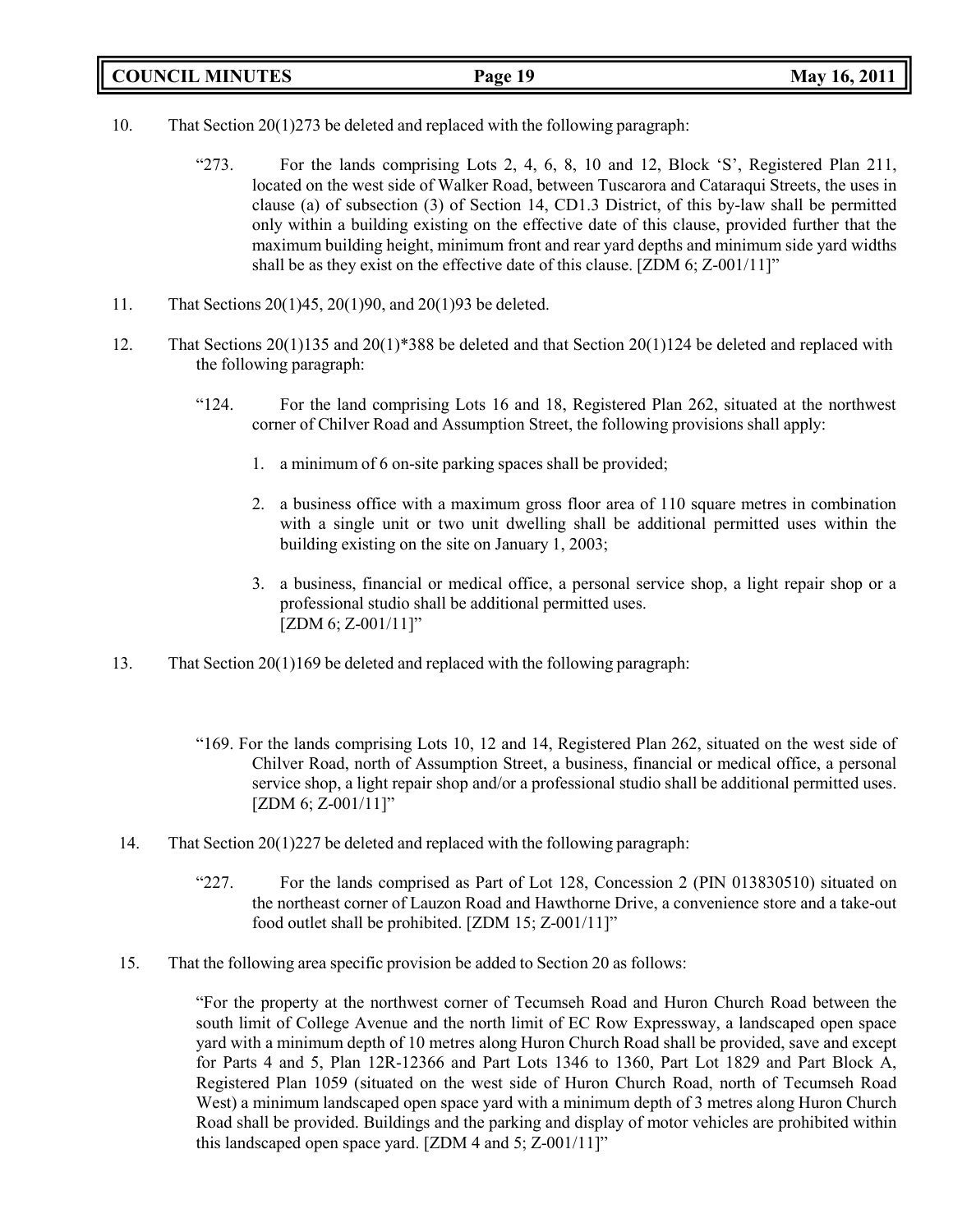10. That Section 20(1)273 be deleted and replaced with the following paragraph:

    "273. For the lands comprising Lots 2, 4, 6, 8, 10 and 12, Block 'S', Registered Plan 211, located on the west side of Walker Road, between Tuscarora and Cataraqui Streets, the uses in clause (a) of subsection (3) of Section 14, CD1.3 District, of this by-law shall be permitted only within a building existing on the effective date of this clause, provided further that the maximum building height, minimum front and rear yard depths and minimum side yard widths shall be as they exist on the effective date of this clause. [ZDM 6; Z-001/11]"

11. That Sections 20(1)45, 20(1)90, and 20(1)93 be deleted.

12. That Sections 20(1)135 and 20(1)*388 be deleted and that Section 20(1)124 be deleted and replaced with the following paragraph:

    "124. For the land comprising Lots 16 and 18, Registered Plan 262, situated at the northwest corner of Chilver Road and Assumption Street, the following provisions shall apply:

    1. a minimum of 6 on-site parking spaces shall be provided;
    2. a business office with a maximum gross floor area of 110 square metres in combination with a single unit or two unit dwelling shall be additional permitted uses within the building existing on the site on January 1, 2003;
    3. a business, financial or medical office, a personal service shop, a light repair shop or a professional studio shall be additional permitted uses.
       [ZDM 6; Z-001/11]"

13. That Section 20(1)169 be deleted and replaced with the following paragraph:

    "169. For the lands comprising Lots 10, 12 and 14, Registered Plan 262, situated on the west side of Chilver Road, north of Assumption Street, a business, financial or medical office, a personal service shop, a light repair shop and/or a professional studio shall be additional permitted uses. [ZDM 6; Z-001/11]"

14. That Section 20(1)227 be deleted and replaced with the following paragraph:

    "227. For the lands comprised as Part of Lot 128, Concession 2 (PIN 013830510) situated on the northeast corner of Lauzon Road and Hawthorne Drive, a convenience store and a take-out food outlet shall be prohibited. [ZDM 15; Z-001/11]"

15. That the following area specific provision be added to Section 20 as follows:

    "For the property at the northwest corner of Tecumseh Road and Huron Church Road between the south limit of College Avenue and the north limit of EC Row Expressway, a landscaped open space yard with a minimum depth of 10 metres along Huron Church Road shall be provided, save and except for Parts 4 and 5, Plan 12R-12366 and Part Lots 1346 to 1360, Part Lot 1829 and Part Block A, Registered Plan 1059 (situated on the west side of Huron Church Road, north of Tecumseh Road West) a minimum landscaped open space yard with a minimum depth of 3 metres along Huron Church Road shall be provided. Buildings and the parking and display of motor vehicles are prohibited within this landscaped open space yard. [ZDM 4 and 5; Z-001/11]"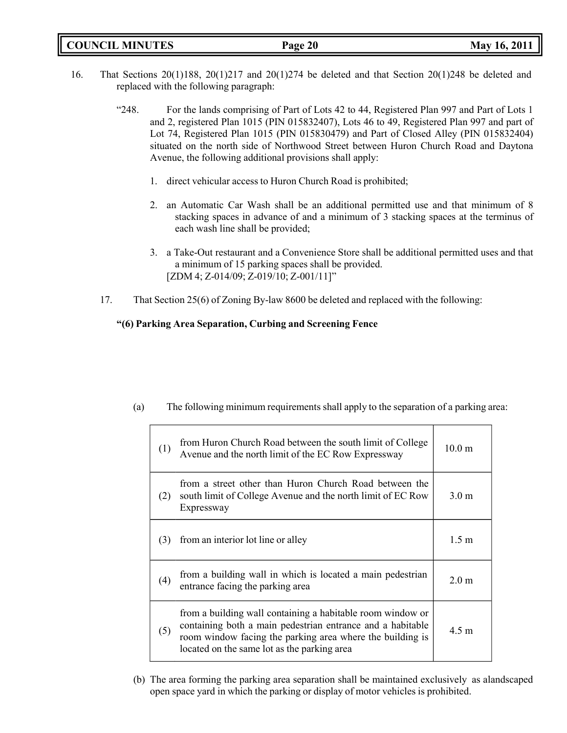16. That Sections 20(1)188, 20(1)217 and 20(1)274 be deleted and that Section 20(1)248 be deleted and replaced with the following paragraph:

"248. For the lands comprising of Part of Lots 42 to 44, Registered Plan 997 and Part of Lots 1 and 2, registered Plan 1015 (PIN 015832407), Lots 46 to 49, Registered Plan 997 and part of Lot 74, Registered Plan 1015 (PIN 015830479) and Part of Closed Alley (PIN 015832404) situated on the north side of Northwood Street between Huron Church Road and Daytona Avenue, the following additional provisions shall apply:

1. direct vehicular access to Huron Church Road is prohibited;
2. an Automatic Car Wash shall be an additional permitted use and that minimum of 8 stacking spaces in advance of and a minimum of 3 stacking spaces at the terminus of each wash line shall be provided;
3. a Take-Out restaurant and a Convenience Store shall be additional permitted uses and that a minimum of 15 parking spaces shall be provided.
[ZDM 4; Z-014/09; Z-019/10; Z-001/11]"

17. That Section 25(6) of Zoning By-law 8600 be deleted and replaced with the following:

**"(6) Parking Area Separation, Curbing and Screening Fence**

(a) The following minimum requirements shall apply to the separation of a parking area:

| | | |
|---|---|---|
| (1) | from Huron Church Road between the south limit of College Avenue and the north limit of the EC Row Expressway | 10.0 m |
| (2) | from a street other than Huron Church Road between the south limit of College Avenue and the north limit of EC Row Expressway | 3.0 m |
| (3) | from an interior lot line or alley | 1.5 m |
| (4) | from a building wall in which is located a main pedestrian entrance facing the parking area | 2.0 m |
| (5) | from a building wall containing a habitable room window or containing both a main pedestrian entrance and a habitable room window facing the parking area where the building is located on the same lot as the parking area | 4.5 m |

(b) The area forming the parking area separation shall be maintained exclusively as alandscaped open space yard in which the parking or display of motor vehicles is prohibited.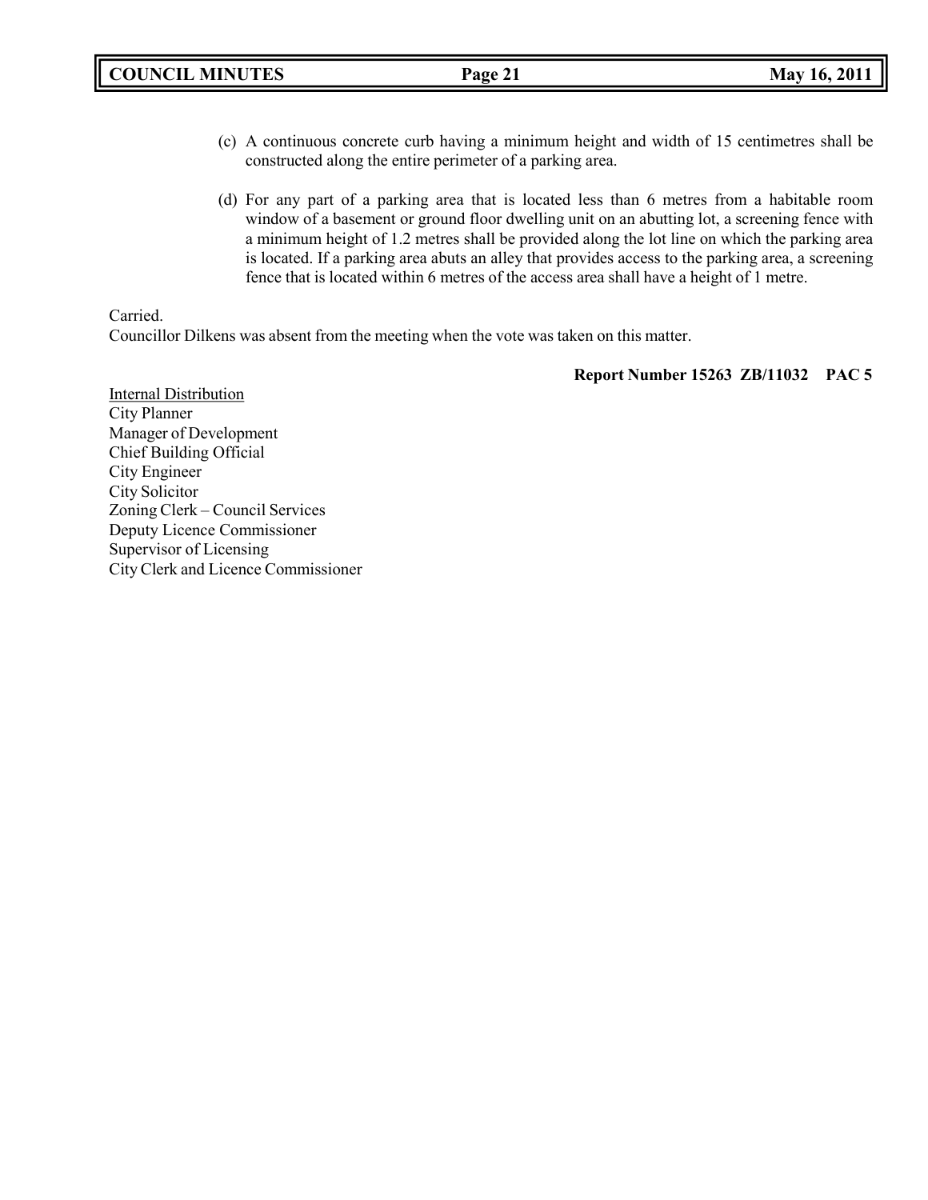(c) A continuous concrete curb having a minimum height and width of 15 centimetres shall be constructed along the entire perimeter of a parking area.

(d) For any part of a parking area that is located less than 6 metres from a habitable room window of a basement or ground floor dwelling unit on an abutting lot, a screening fence with a minimum height of 1.2 metres shall be provided along the lot line on which the parking area is located. If a parking area abuts an alley that provides access to the parking area, a screening fence that is located within 6 metres of the access area shall have a height of 1 metre.

Carried.
Councillor Dilkens was absent from the meeting when the vote was taken on this matter.

**Report Number 15263 ZB/11032 PAC 5**

Internal Distribution
City Planner
Manager of Development
Chief Building Official
City Engineer
City Solicitor
Zoning Clerk – Council Services
Deputy Licence Commissioner
Supervisor of Licensing
City Clerk and Licence Commissioner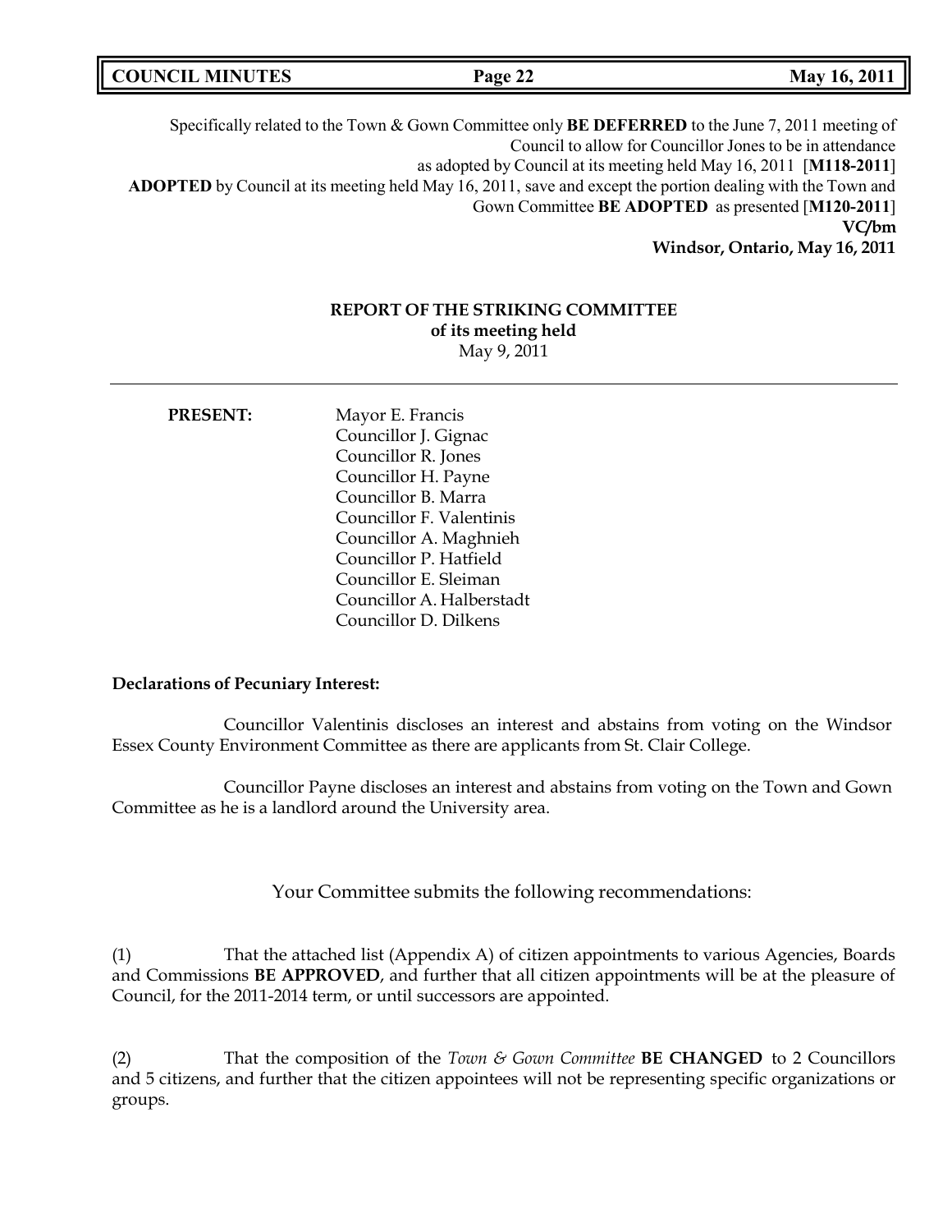Specifically related to the Town & Gown Committee only **BE DEFERRED** to the June 7, 2011 meeting of Council to allow for Councillor Jones to be in attendance
as adopted by Council at its meeting held May 16, 2011 [**M118-2011**]
**ADOPTED** by Council at its meeting held May 16, 2011, save and except the portion dealing with the Town and Gown Committee **BE ADOPTED** as presented [**M120-2011**]
**VC/bm**
**Windsor, Ontario, May 16, 2011**

## REPORT OF THE STRIKING COMMITTEE
### of its meeting held
May 9, 2011

---

**PRESENT:**

Mayor E. Francis
Councillor J. Gignac
Councillor R. Jones
Councillor H. Payne
Councillor B. Marra
Councillor F. Valentinis
Councillor A. Maghnieh
Councillor P. Hatfield
Councillor E. Sleiman
Councillor A. Halberstadt
Councillor D. Dilkens

**Declarations of Pecuniary Interest:**

Councillor Valentinis discloses an interest and abstains from voting on the Windsor Essex County Environment Committee as there are applicants from St. Clair College.

Councillor Payne discloses an interest and abstains from voting on the Town and Gown Committee as he is a landlord around the University area.

Your Committee submits the following recommendations:

(1) That the attached list (Appendix A) of citizen appointments to various Agencies, Boards and Commissions **BE APPROVED**, and further that all citizen appointments will be at the pleasure of Council, for the 2011-2014 term, or until successors are appointed.

(2) That the composition of the *Town & Gown Committee* **BE CHANGED** to 2 Councillors and 5 citizens, and further that the citizen appointees will not be representing specific organizations or groups.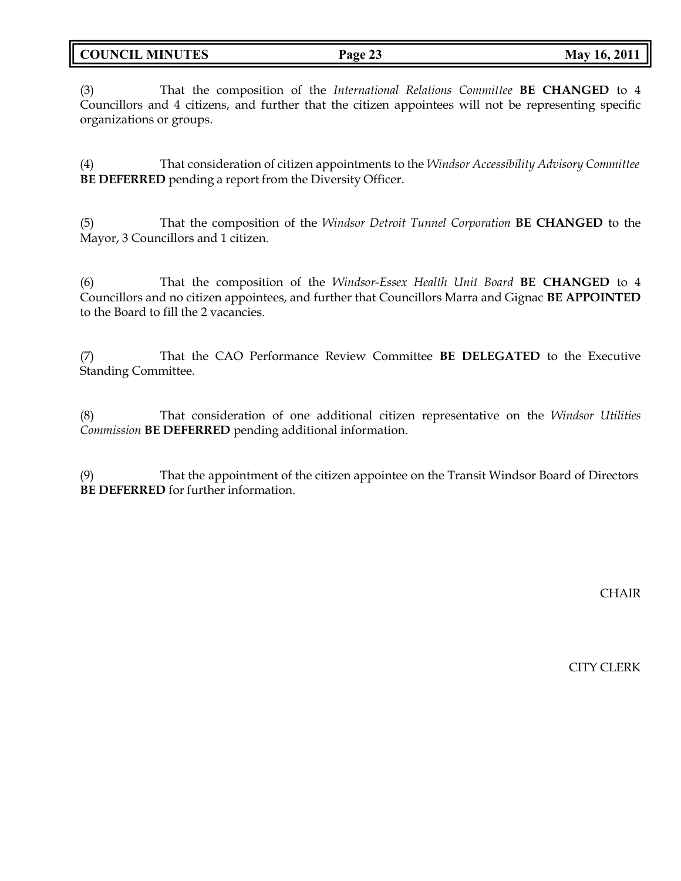(3) That the composition of the *International Relations Committee* **BE CHANGED** to 4 Councillors and 4 citizens, and further that the citizen appointees will not be representing specific organizations or groups.

(4) That consideration of citizen appointments to the *Windsor Accessibility Advisory Committee* **BE DEFERRED** pending a report from the Diversity Officer.

(5) That the composition of the *Windsor Detroit Tunnel Corporation* **BE CHANGED** to the Mayor, 3 Councillors and 1 citizen.

(6) That the composition of the *Windsor-Essex Health Unit Board* **BE CHANGED** to 4 Councillors and no citizen appointees, and further that Councillors Marra and Gignac **BE APPOINTED** to the Board to fill the 2 vacancies.

(7) That the CAO Performance Review Committee **BE DELEGATED** to the Executive Standing Committee.

(8) That consideration of one additional citizen representative on the *Windsor Utilities Commission* **BE DEFERRED** pending additional information.

(9) That the appointment of the citizen appointee on the Transit Windsor Board of Directors **BE DEFERRED** for further information.

CHAIR

CITY CLERK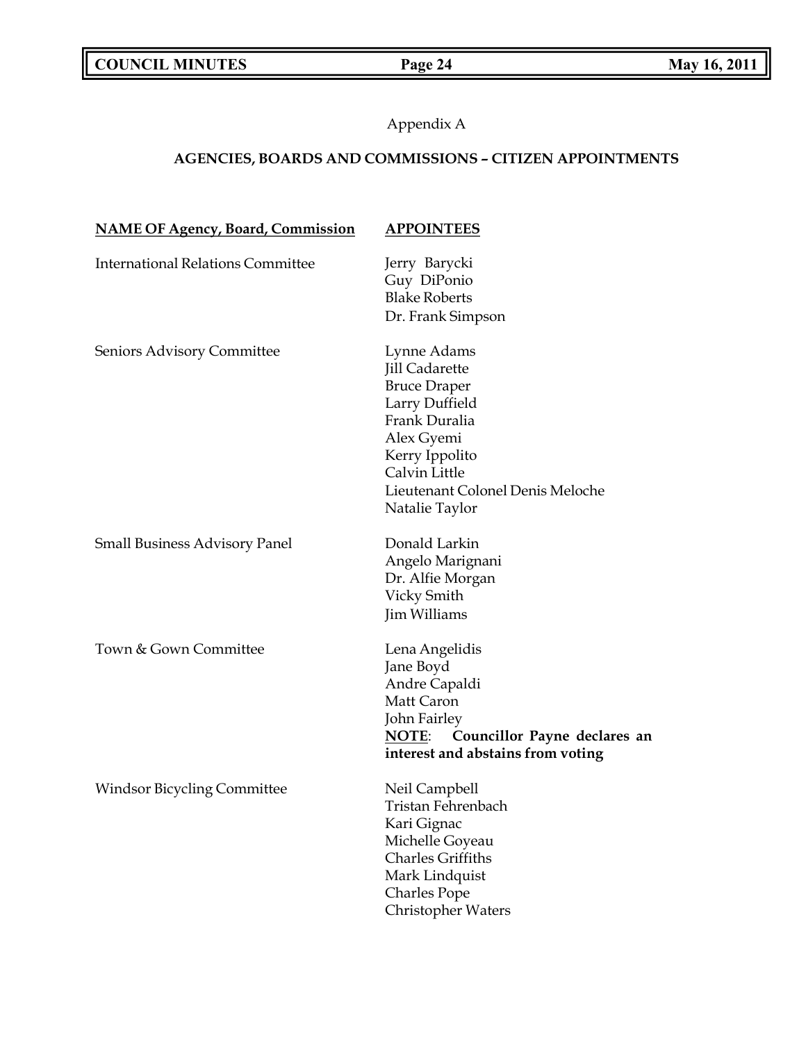Appendix A

## AGENCIES, BOARDS AND COMMISSIONS – CITIZEN APPOINTMENTS

| NAME OF Agency, Board, Commission | APPOINTEES |
|---|---|
| International Relations Committee | Jerry Barycki<br>Guy DiPonio<br>Blake Roberts<br>Dr. Frank Simpson |
| Seniors Advisory Committee | Lynne Adams<br>Jill Cadarette<br>Bruce Draper<br>Larry Duffield<br>Frank Duralia<br>Alex Gyemi<br>Kerry Ippolito<br>Calvin Little<br>Lieutenant Colonel Denis Meloche<br>Natalie Taylor |
| Small Business Advisory Panel | Donald Larkin<br>Angelo Marignani<br>Dr. Alfie Morgan<br>Vicky Smith<br>Jim Williams |
| Town & Gown Committee | Lena Angelidis<br>Jane Boyd<br>Andre Capaldi<br>Matt Caron<br>John Fairley<br>**NOTE**: **Councillor Payne declares an interest and abstains from voting** |
| Windsor Bicycling Committee | Neil Campbell<br>Tristan Fehrenbach<br>Kari Gignac<br>Michelle Goyeau<br>Charles Griffiths<br>Mark Lindquist<br>Charles Pope<br>Christopher Waters |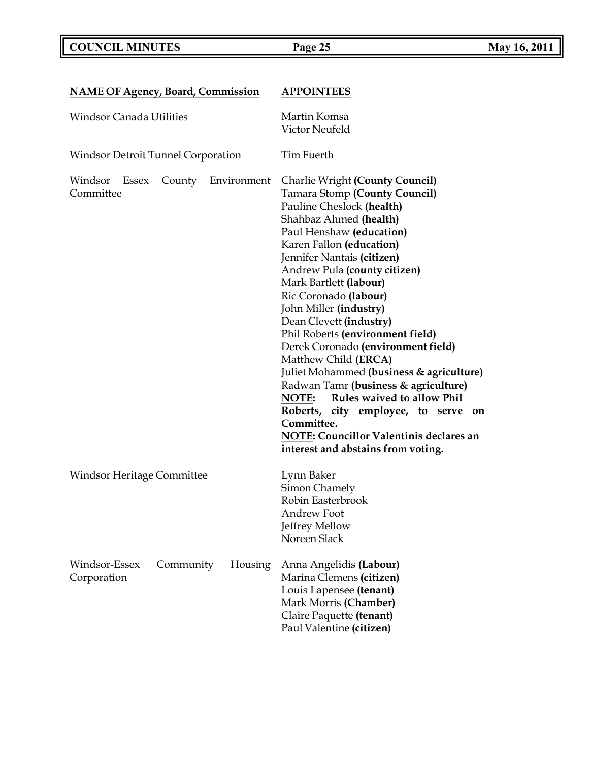| NAME OF Agency, Board, Commission | APPOINTEES |
|---|---|
| Windsor Canada Utilities | Martin Komsa<br>Victor Neufeld |
| Windsor Detroit Tunnel Corporation | Tim Fuerth |
| Windsor Essex County Environment Committee | Charlie Wright **(County Council)**<br>Tamara Stomp **(County Council)**<br>Pauline Cheslock **(health)**<br>Shahbaz Ahmed **(health)**<br>Paul Henshaw **(education)**<br>Karen Fallon **(education)**<br>Jennifer Nantais **(citizen)**<br>Andrew Pula **(county citizen)**<br>Mark Bartlett **(labour)**<br>Ric Coronado **(labour)**<br>John Miller **(industry)**<br>Dean Clevett **(industry)**<br>Phil Roberts **(environment field)**<br>Derek Coronado **(environment field)**<br>Matthew Child **(ERCA)**<br>Juliet Mohammed **(business & agriculture)**<br>Radwan Tamr **(business & agriculture)**<br>**NOTE: Rules waived to allow Phil Roberts, city employee, to serve on Committee.**<br>**NOTE: Councillor Valentinis declares an interest and abstains from voting.** |
| Windsor Heritage Committee | Lynn Baker<br>Simon Chamely<br>Robin Easterbrook<br>Andrew Foot<br>Jeffrey Mellow<br>Noreen Slack |
| Windsor-Essex Community Housing Corporation | Anna Angelidis **(Labour)**<br>Marina Clemens **(citizen)**<br>Louis Lapensee **(tenant)**<br>Mark Morris **(Chamber)**<br>Claire Paquette **(tenant)**<br>Paul Valentine **(citizen)** |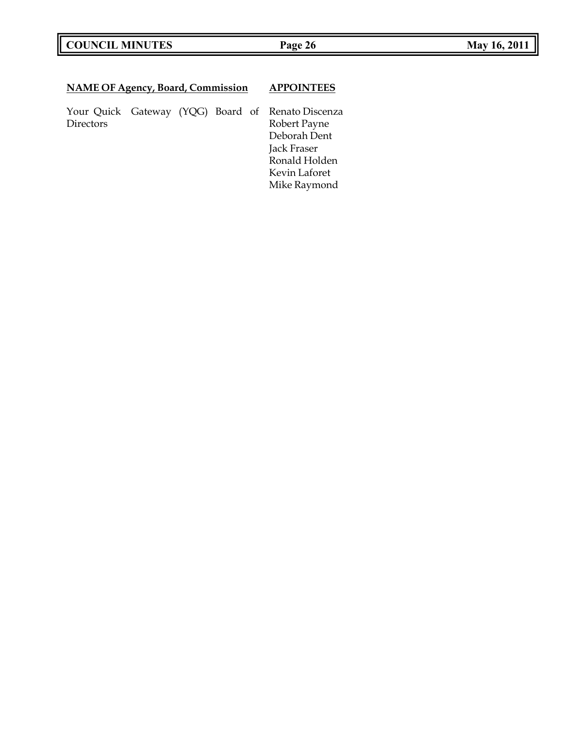| NAME OF Agency, Board, Commission | APPOINTEES |
| --- | --- |
| Your Quick Gateway (YQG) Board of Directors | Renato Discenza<br>Robert Payne<br>Deborah Dent<br>Jack Fraser<br>Ronald Holden<br>Kevin Laforet<br>Mike Raymond |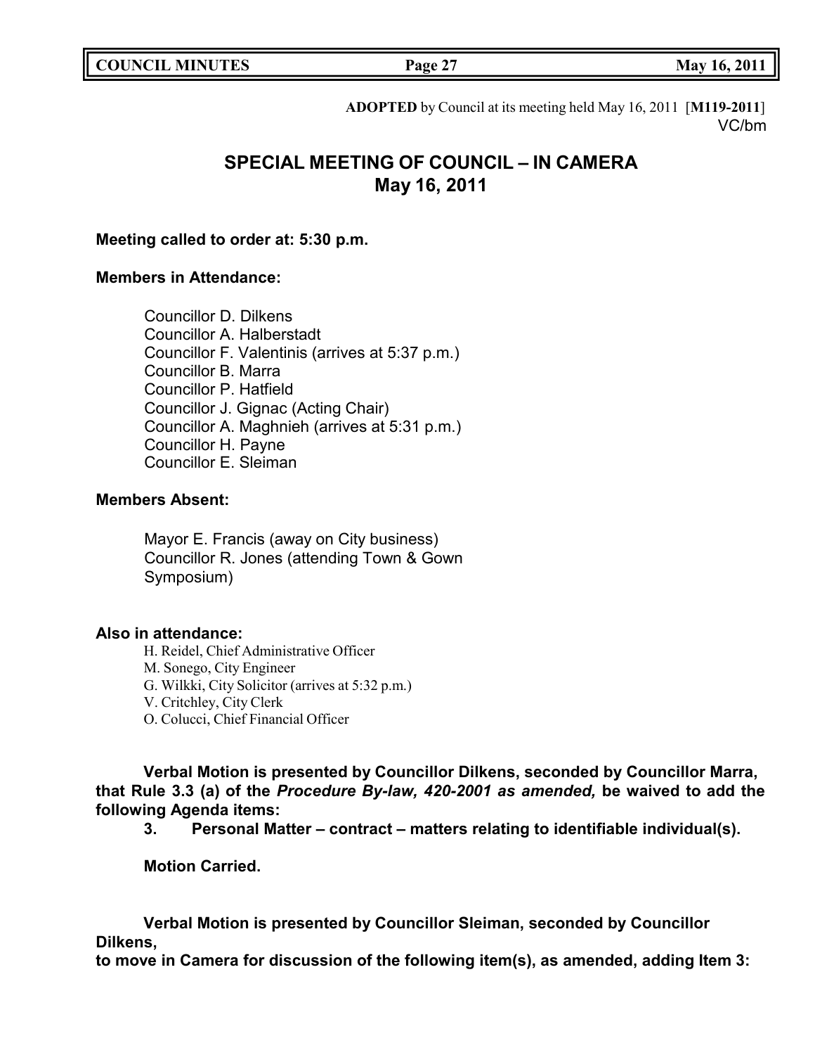**ADOPTED** by Council at its meeting held May 16, 2011 [**M119-2011**]
VC/bm

# SPECIAL MEETING OF COUNCIL – IN CAMERA
## May 16, 2011

**Meeting called to order at: 5:30 p.m.**

**Members in Attendance:**

Councillor D. Dilkens
Councillor A. Halberstadt
Councillor F. Valentinis (arrives at 5:37 p.m.)
Councillor B. Marra
Councillor P. Hatfield
Councillor J. Gignac (Acting Chair)
Councillor A. Maghnieh (arrives at 5:31 p.m.)
Councillor H. Payne
Councillor E. Sleiman

**Members Absent:**

Mayor E. Francis (away on City business)
Councillor R. Jones (attending Town & Gown Symposium)

**Also in attendance:**

H. Reidel, Chief Administrative Officer
M. Sonego, City Engineer
G. Wilkki, City Solicitor (arrives at 5:32 p.m.)
V. Critchley, City Clerk
O. Colucci, Chief Financial Officer

**Verbal Motion is presented by Councillor Dilkens, seconded by Councillor Marra, that Rule 3.3 (a) of the *Procedure By-law, 420-2001 as amended,* be waived to add the following Agenda items:**

**3. Personal Matter – contract – matters relating to identifiable individual(s).**

**Motion Carried.**

**Verbal Motion is presented by Councillor Sleiman, seconded by Councillor Dilkens,**
**to move in Camera for discussion of the following item(s), as amended, adding Item 3:**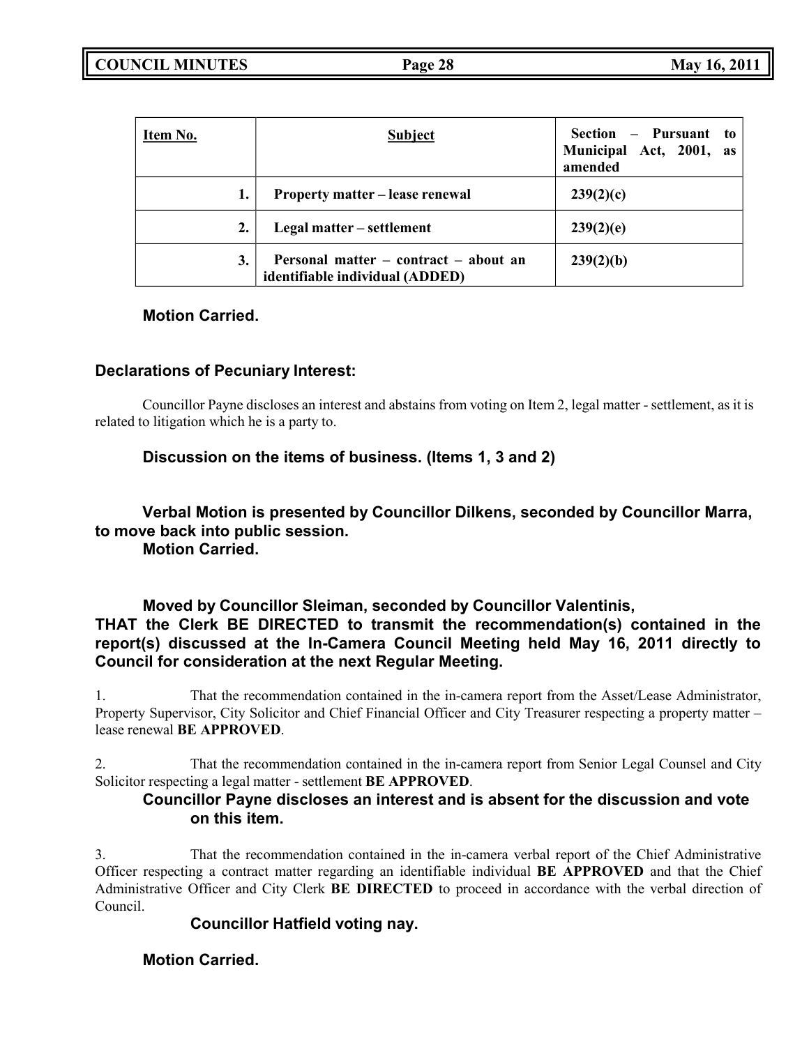| Item No. | Subject | Section – Pursuant to Municipal Act, 2001, as amended |
| --- | --- | --- |
| 1. | **Property matter – lease renewal** | **239(2)(c)** |
| 2. | **Legal matter – settlement** | **239(2)(e)** |
| 3. | **Personal matter – contract – about an identifiable individual (ADDED)** | **239(2)(b)** |

**Motion Carried.**

**Declarations of Pecuniary Interest:**

Councillor Payne discloses an interest and abstains from voting on Item 2, legal matter - settlement, as it is related to litigation which he is a party to.

**Discussion on the items of business. (Items 1, 3 and 2)**

**Verbal Motion is presented by Councillor Dilkens, seconded by Councillor Marra, to move back into public session.**
**Motion Carried.**

**Moved by Councillor Sleiman, seconded by Councillor Valentinis,**
**THAT the Clerk BE DIRECTED to transmit the recommendation(s) contained in the report(s) discussed at the In-Camera Council Meeting held May 16, 2011 directly to Council for consideration at the next Regular Meeting.**

1. That the recommendation contained in the in-camera report from the Asset/Lease Administrator, Property Supervisor, City Solicitor and Chief Financial Officer and City Treasurer respecting a property matter – lease renewal **BE APPROVED**.

2. That the recommendation contained in the in-camera report from Senior Legal Counsel and City Solicitor respecting a legal matter - settlement **BE APPROVED**.
**Councillor Payne discloses an interest and is absent for the discussion and vote on this item.**

3. That the recommendation contained in the in-camera verbal report of the Chief Administrative Officer respecting a contract matter regarding an identifiable individual **BE APPROVED** and that the Chief Administrative Officer and City Clerk **BE DIRECTED** to proceed in accordance with the verbal direction of Council.
**Councillor Hatfield voting nay.**

**Motion Carried.**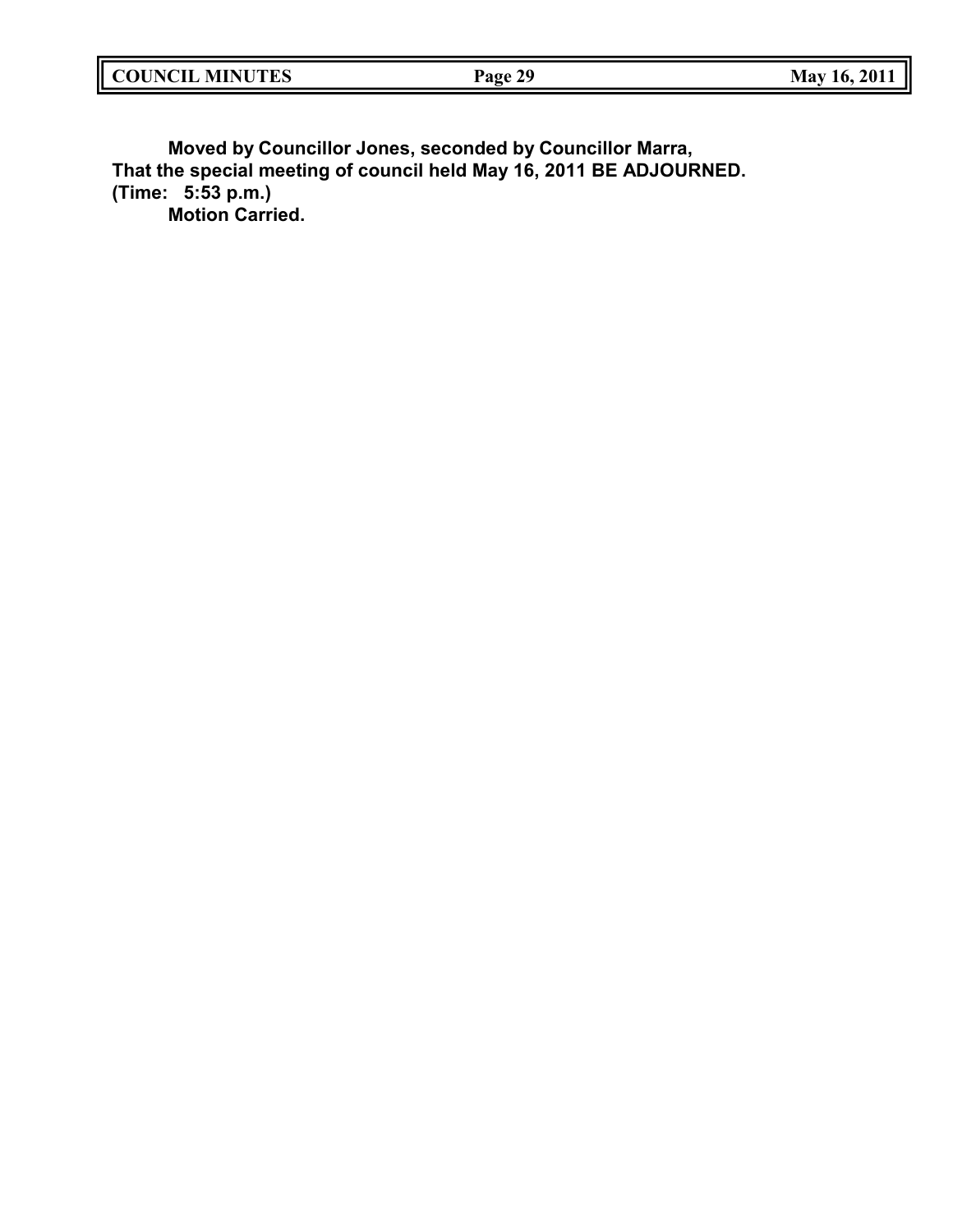**Moved by Councillor Jones, seconded by Councillor Marra,**
**That the special meeting of council held May 16, 2011 BE ADJOURNED.**
**(Time: 5:53 p.m.)**
**Motion Carried.**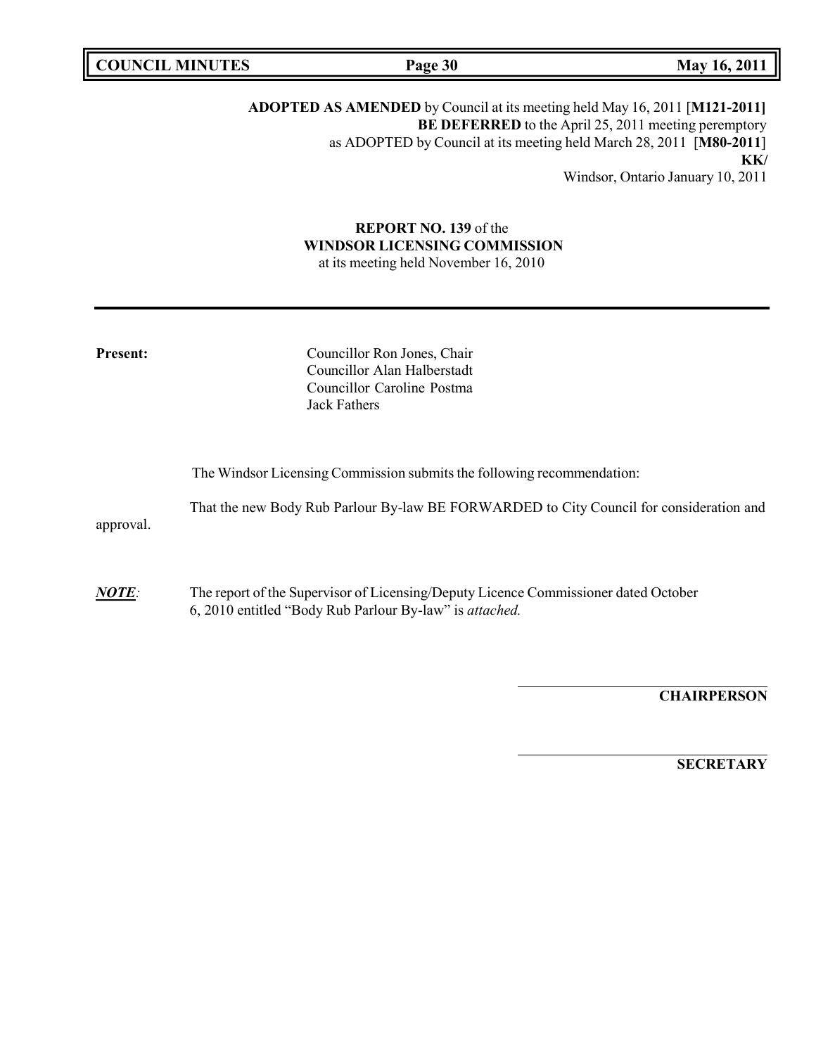**ADOPTED AS AMENDED** by Council at its meeting held May 16, 2011 [**M121-2011]**
**BE DEFERRED** to the April 25, 2011 meeting peremptory
as ADOPTED by Council at its meeting held March 28, 2011 [**M80-2011**]
**KK/**
Windsor, Ontario January 10, 2011

**REPORT NO. 139** of the
**WINDSOR LICENSING COMMISSION**
at its meeting held November 16, 2010

---

**Present:**

Councillor Ron Jones, Chair
Councillor Alan Halberstadt
Councillor Caroline Postma
Jack Fathers

The Windsor Licensing Commission submits the following recommendation:

That the new Body Rub Parlour By-law BE FORWARDED to City Council for consideration and approval.

***NOTE:*** The report of the Supervisor of Licensing/Deputy Licence Commissioner dated October 6, 2010 entitled "Body Rub Parlour By-law" is *attached.*

**CHAIRPERSON**

**SECRETARY**